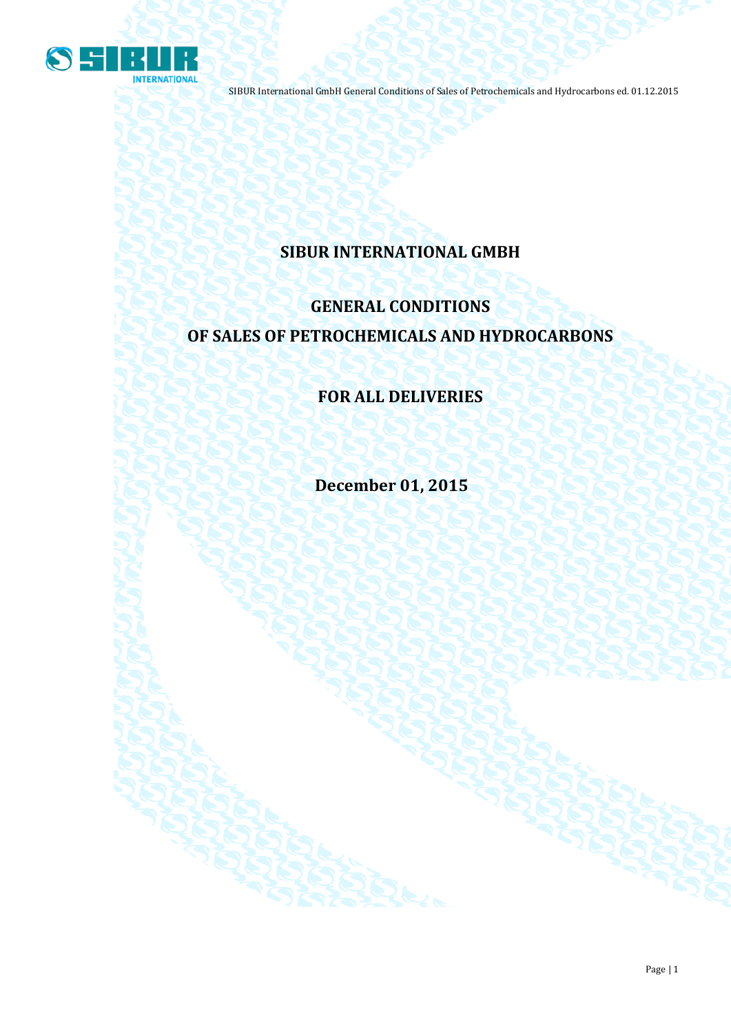# SIBUR INTERNATIONAL GMBH

# GENERAL CONDITIONS

# OF SALES OF PETROCHEMICALS AND HYDROCARBONS

## FOR ALL DELIVERIES

**December 01, 2015**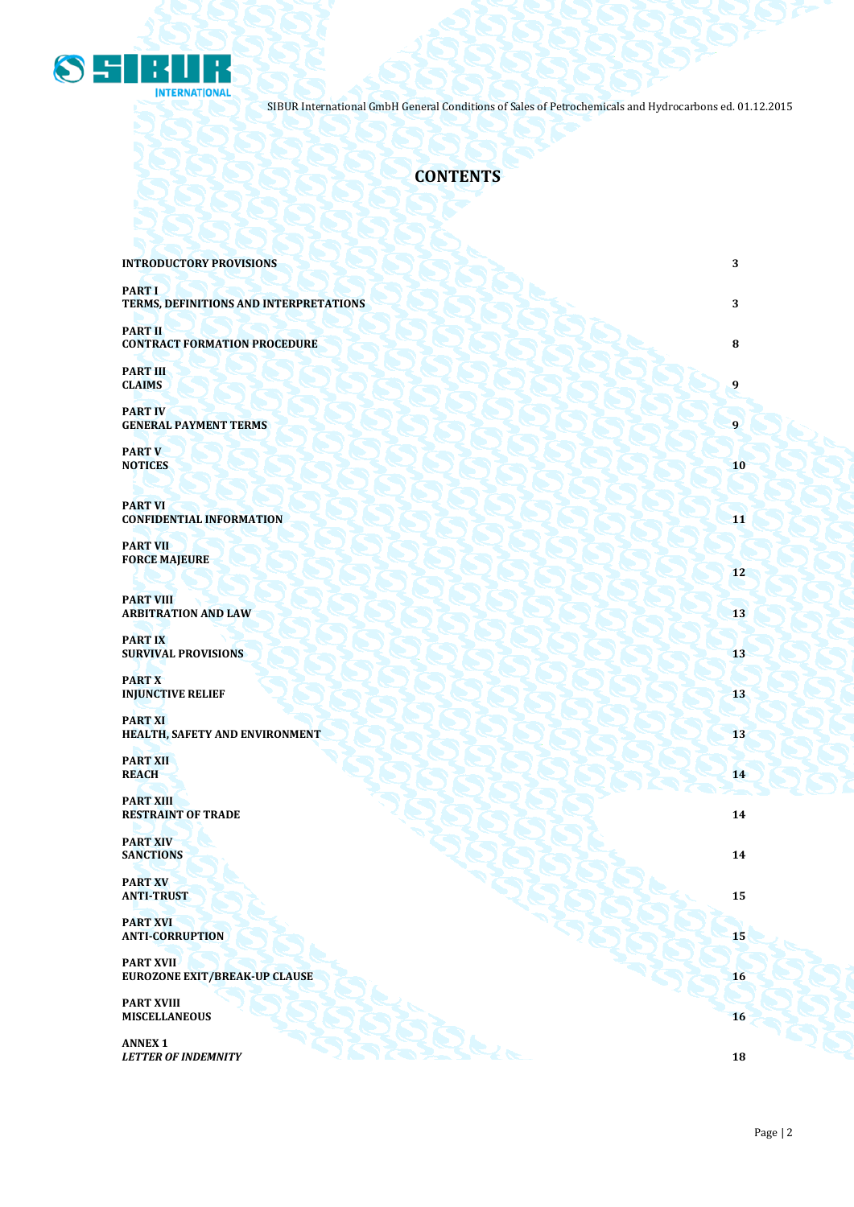# CONTENTS

| | |
|---|---|
| **INTRODUCTORY PROVISIONS** | **3** |
| **PART I**<br>**TERMS, DEFINITIONS AND INTERPRETATIONS** | **3** |
| **PART II**<br>**CONTRACT FORMATION PROCEDURE** | **8** |
| **PART III**<br>**CLAIMS** | **9** |
| **PART IV**<br>**GENERAL PAYMENT TERMS** | **9** |
| **PART V**<br>**NOTICES** | **10** |
| **PART VI**<br>**CONFIDENTIAL INFORMATION** | **11** |
| **PART VII**<br>**FORCE MAJEURE** | **12** |
| **PART VIII**<br>**ARBITRATION AND LAW** | **13** |
| **PART IX**<br>**SURVIVAL PROVISIONS** | **13** |
| **PART X**<br>**INJUNCTIVE RELIEF** | **13** |
| **PART XI**<br>**HEALTH, SAFETY AND ENVIRONMENT** | **13** |
| **PART XII**<br>**REACH** | **14** |
| **PART XIII**<br>**RESTRAINT OF TRADE** | **14** |
| **PART XIV**<br>**SANCTIONS** | **14** |
| **PART XV**<br>**ANTI-TRUST** | **15** |
| **PART XVI**<br>**ANTI-CORRUPTION** | **15** |
| **PART XVII**<br>**EUROZONE EXIT/BREAK-UP CLAUSE** | **16** |
| **PART XVIII**<br>**MISCELLANEOUS** | **16** |
| **ANNEX 1**<br>***LETTER OF INDEMNITY*** | **18** |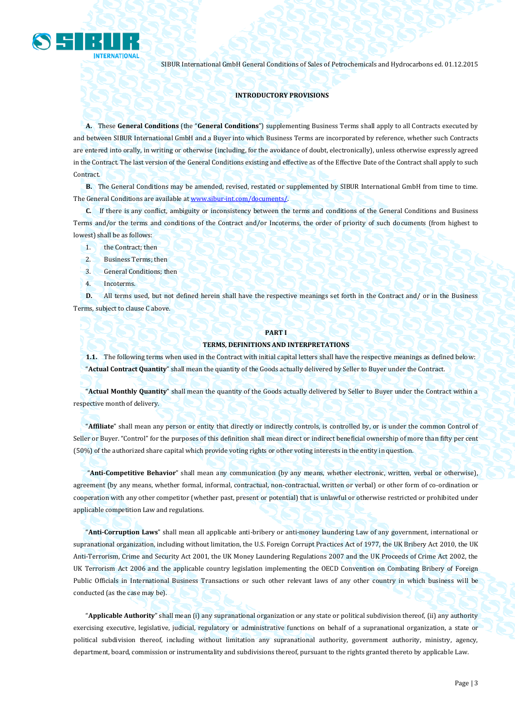### INTRODUCTORY PROVISIONS

**A.** These **General Conditions** (the "**General Conditions**") supplementing Business Terms shall apply to all Contracts executed by and between SIBUR International GmbH and a Buyer into which Business Terms are incorporated by reference, whether such Contracts are entered into orally, in writing or otherwise (including, for the avoidance of doubt, electronically), unless otherwise expressly agreed in the Contract. The last version of the General Conditions existing and effective as of the Effective Date of the Contract shall apply to such Contract.

**B.** The General Conditions may be amended, revised, restated or supplemented by SIBUR International GmbH from time to time. The General Conditions are available at www.sibur-int.com/documents/.

**C.** If there is any conflict, ambiguity or inconsistency between the terms and conditions of the General Conditions and Business Terms and/or the terms and conditions of the Contract and/or Incoterms, the order of priority of such documents (from highest to lowest) shall be as follows:

1. the Contract; then
2. Business Terms; then
3. General Conditions; then
4. Incoterms.

**D.** All terms used, but not defined herein shall have the respective meanings set forth in the Contract and/ or in the Business Terms, subject to clause C above.

## PART I

### TERMS, DEFINITIONS AND INTERPRETATIONS

**1.1.** The following terms when used in the Contract with initial capital letters shall have the respective meanings as defined below:

"**Actual Contract Quantity**" shall mean the quantity of the Goods actually delivered by Seller to Buyer under the Contract.

"**Actual Monthly Quantity**" shall mean the quantity of the Goods actually delivered by Seller to Buyer under the Contract within a respective month of delivery.

"**Affiliate**" shall mean any person or entity that directly or indirectly controls, is controlled by, or is under the common Control of Seller or Buyer. "Control" for the purposes of this definition shall mean direct or indirect beneficial ownership of more than fifty per cent (50%) of the authorized share capital which provide voting rights or other voting interests in the entity in question.

"**Anti-Competitive Behavior**" shall mean any communication (by any means, whether electronic, written, verbal or otherwise), agreement (by any means, whether formal, informal, contractual, non-contractual, written or verbal) or other form of co-ordination or cooperation with any other competitor (whether past, present or potential) that is unlawful or otherwise restricted or prohibited under applicable competition Law and regulations.

"**Anti-Corruption Laws**" shall mean all applicable anti-bribery or anti-money laundering Law of any government, international or supranational organization, including without limitation, the U.S. Foreign Corrupt Practices Act of 1977, the UK Bribery Act 2010, the UK Anti-Terrorism, Crime and Security Act 2001, the UK Money Laundering Regulations 2007 and the UK Proceeds of Crime Act 2002, the UK Terrorism Act 2006 and the applicable country legislation implementing the OECD Convention on Combating Bribery of Foreign Public Officials in International Business Transactions or such other relevant laws of any other country in which business will be conducted (as the case may be).

"**Applicable Authority**" shall mean (i) any supranational organization or any state or political subdivision thereof, (ii) any authority exercising executive, legislative, judicial, regulatory or administrative functions on behalf of a supranational organization, a state or political subdivision thereof, including without limitation any supranational authority, government authority, ministry, agency, department, board, commission or instrumentality and subdivisions thereof, pursuant to the rights granted thereto by applicable Law.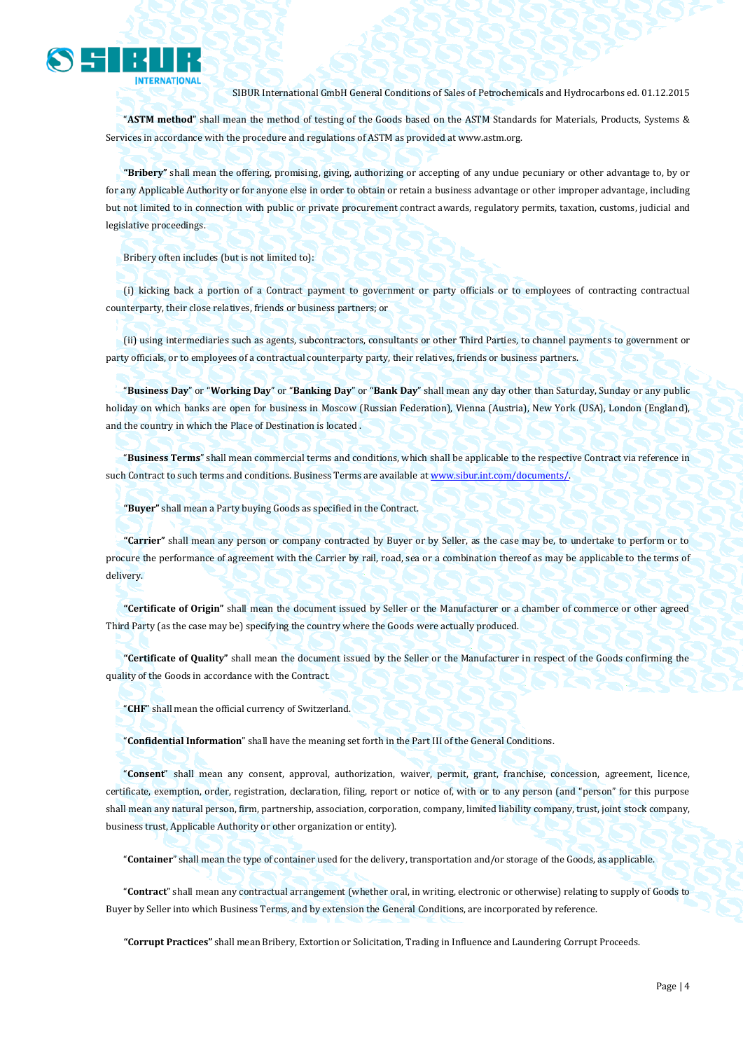"**ASTM method**" shall mean the method of testing of the Goods based on the ASTM Standards for Materials, Products, Systems & Services in accordance with the procedure and regulations of ASTM as provided at www.astm.org.

**"Bribery"** shall mean the offering, promising, giving, authorizing or accepting of any undue pecuniary or other advantage to, by or for any Applicable Authority or for anyone else in order to obtain or retain a business advantage or other improper advantage, including but not limited to in connection with public or private procurement contract awards, regulatory permits, taxation, customs, judicial and legislative proceedings.

Bribery often includes (but is not limited to):

(i) kicking back a portion of a Contract payment to government or party officials or to employees of contracting contractual counterparty, their close relatives, friends or business partners; or

(ii) using intermediaries such as agents, subcontractors, consultants or other Third Parties, to channel payments to government or party officials, or to employees of a contractual counterparty party, their relatives, friends or business partners.

"**Business Day**" or "**Working Day**" or "**Banking Day**" or "**Bank Day**" shall mean any day other than Saturday, Sunday or any public holiday on which banks are open for business in Moscow (Russian Federation), Vienna (Austria), New York (USA), London (England), and the country in which the Place of Destination is located .

"**Business Terms**" shall mean commercial terms and conditions, which shall be applicable to the respective Contract via reference in such Contract to such terms and conditions. Business Terms are available at www.sibur.int.com/documents/.

**"Buyer"** shall mean a Party buying Goods as specified in the Contract.

**"Carrier"** shall mean any person or company contracted by Buyer or by Seller, as the case may be, to undertake to perform or to procure the performance of agreement with the Carrier by rail, road, sea or a combination thereof as may be applicable to the terms of delivery.

**"Certificate of Origin"** shall mean the document issued by Seller or the Manufacturer or a chamber of commerce or other agreed Third Party (as the case may be) specifying the country where the Goods were actually produced.

**"Certificate of Quality"** shall mean the document issued by the Seller or the Manufacturer in respect of the Goods confirming the quality of the Goods in accordance with the Contract.

"**CHF**" shall mean the official currency of Switzerland.

"**Confidential Information**" shall have the meaning set forth in the Part III of the General Conditions.

"**Consent**" shall mean any consent, approval, authorization, waiver, permit, grant, franchise, concession, agreement, licence, certificate, exemption, order, registration, declaration, filing, report or notice of, with or to any person (and "person" for this purpose shall mean any natural person, firm, partnership, association, corporation, company, limited liability company, trust, joint stock company, business trust, Applicable Authority or other organization or entity).

"**Container**" shall mean the type of container used for the delivery, transportation and/or storage of the Goods, as applicable.

"**Contract**" shall mean any contractual arrangement (whether oral, in writing, electronic or otherwise) relating to supply of Goods to Buyer by Seller into which Business Terms, and by extension the General Conditions, are incorporated by reference.

**"Corrupt Practices"** shall mean Bribery, Extortion or Solicitation, Trading in Influence and Laundering Corrupt Proceeds.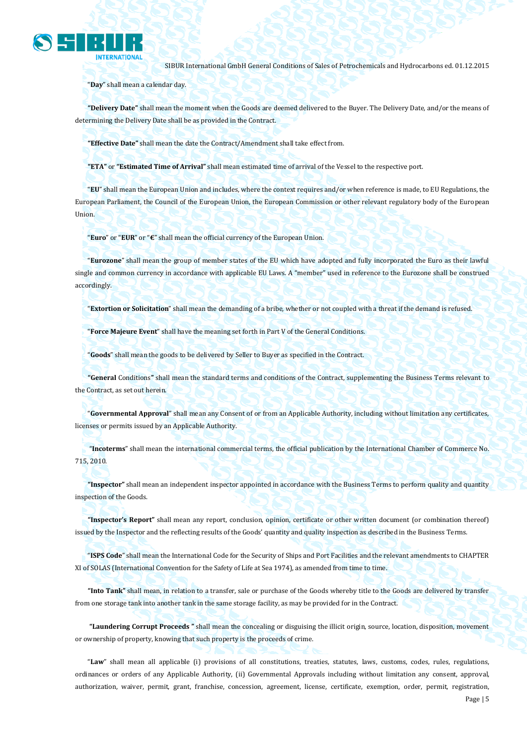"**Day**" shall mean a calendar day.

**"Delivery Date"** shall mean the moment when the Goods are deemed delivered to the Buyer. The Delivery Date, and/or the means of determining the Delivery Date shall be as provided in the Contract.

**"Effective Date"** shall mean the date the Contract/Amendment shall take effect from.

**"ETA"** or **"Estimated Time of Arrival"** shall mean estimated time of arrival of the Vessel to the respective port.

"**EU**" shall mean the European Union and includes, where the context requires and/or when reference is made, to EU Regulations, the European Parliament, the Council of the European Union, the European Commission or other relevant regulatory body of the European Union.

"**Euro**" or "**EUR**" or "**€**" shall mean the official currency of the European Union.

"**Eurozone**" shall mean the group of member states of the EU which have adopted and fully incorporated the Euro as their lawful single and common currency in accordance with applicable EU Laws. A "member" used in reference to the Eurozone shall be construed accordingly.

"**Extortion or Solicitation**" shall mean the demanding of a bribe, whether or not coupled with a threat if the demand is refused.

"**Force Majeure Event**" shall have the meaning set forth in Part V of the General Conditions.

"**Goods**" shall mean the goods to be delivered by Seller to Buyer as specified in the Contract.

**"General** Conditions**"** shall mean the standard terms and conditions of the Contract, supplementing the Business Terms relevant to the Contract, as set out herein.

"**Governmental Approval**" shall mean any Consent of or from an Applicable Authority, including without limitation any certificates, licenses or permits issued by an Applicable Authority.

"**Incoterms**" shall mean the international commercial terms, the official publication by the International Chamber of Commerce No. 715, 2010.

**"Inspector"** shall mean an independent inspector appointed in accordance with the Business Terms to perform quality and quantity inspection of the Goods.

**"Inspector's Report"** shall mean any report, conclusion, opinion, certificate or other written document (or combination thereof) issued by the Inspector and the reflecting results of the Goods' quantity and quality inspection as described in the Business Terms.

"**ISPS Code**" shall mean the International Code for the Security of Ships and Port Facilities and the relevant amendments to CHAPTER XI of SOLAS (International Convention for the Safety of Life at Sea 1974), as amended from time to time.

**"Into Tank"** shall mean, in relation to a transfer, sale or purchase of the Goods whereby title to the Goods are delivered by transfer from one storage tank into another tank in the same storage facility, as may be provided for in the Contract.

**"Laundering Corrupt Proceeds "** shall mean the concealing or disguising the illicit origin, source, location, disposition, movement or ownership of property, knowing that such property is the proceeds of crime.

"**Law**" shall mean all applicable (i) provisions of all constitutions, treaties, statutes, laws, customs, codes, rules, regulations, ordinances or orders of any Applicable Authority, (ii) Governmental Approvals including without limitation any consent, approval, authorization, waiver, permit, grant, franchise, concession, agreement, license, certificate, exemption, order, permit, registration,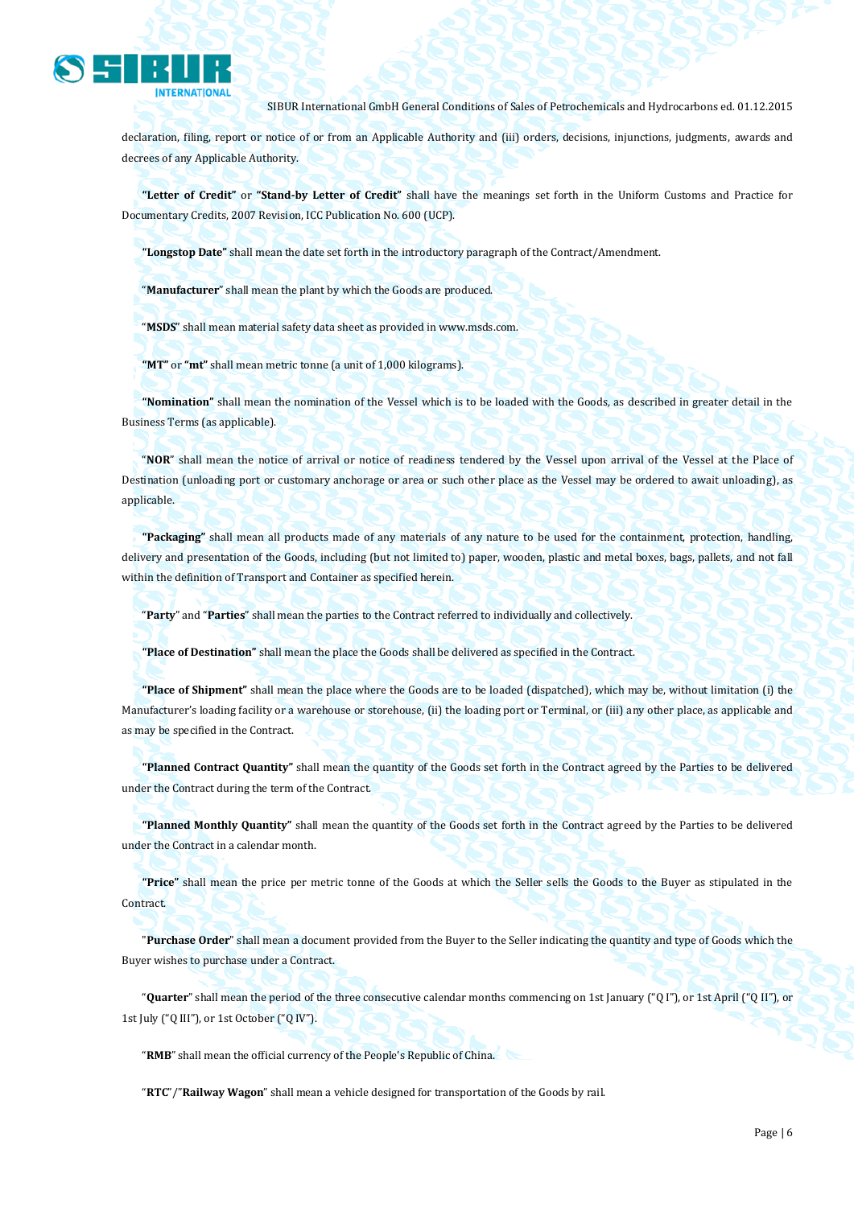declaration, filing, report or notice of or from an Applicable Authority and (iii) orders, decisions, injunctions, judgments, awards and decrees of any Applicable Authority.

**"Letter of Credit"** or **"Stand-by Letter of Credit"** shall have the meanings set forth in the Uniform Customs and Practice for Documentary Credits, 2007 Revision, ICC Publication No. 600 (UCP).

**"Longstop Date"** shall mean the date set forth in the introductory paragraph of the Contract/Amendment.

"**Manufacturer**" shall mean the plant by which the Goods are produced.

"**MSDS**" shall mean material safety data sheet as provided in www.msds.com.

**"MT"** or **"mt"** shall mean metric tonne (a unit of 1,000 kilograms).

**"Nomination"** shall mean the nomination of the Vessel which is to be loaded with the Goods, as described in greater detail in the Business Terms (as applicable).

"**NOR**" shall mean the notice of arrival or notice of readiness tendered by the Vessel upon arrival of the Vessel at the Place of Destination (unloading port or customary anchorage or area or such other place as the Vessel may be ordered to await unloading), as applicable.

**"Packaging"** shall mean all products made of any materials of any nature to be used for the containment, protection, handling, delivery and presentation of the Goods, including (but not limited to) paper, wooden, plastic and metal boxes, bags, pallets, and not fall within the definition of Transport and Container as specified herein.

"**Party**" and "**Parties**" shall mean the parties to the Contract referred to individually and collectively.

**"Place of Destination"** shall mean the place the Goods shall be delivered as specified in the Contract.

**"Place of Shipment"** shall mean the place where the Goods are to be loaded (dispatched), which may be, without limitation (i) the Manufacturer's loading facility or a warehouse or storehouse, (ii) the loading port or Terminal, or (iii) any other place, as applicable and as may be specified in the Contract.

**"Planned Contract Quantity"** shall mean the quantity of the Goods set forth in the Contract agreed by the Parties to be delivered under the Contract during the term of the Contract.

**"Planned Monthly Quantity"** shall mean the quantity of the Goods set forth in the Contract agreed by the Parties to be delivered under the Contract in a calendar month.

**"Price"** shall mean the price per metric tonne of the Goods at which the Seller sells the Goods to the Buyer as stipulated in the Contract.

"**Purchase Order**" shall mean a document provided from the Buyer to the Seller indicating the quantity and type of Goods which the Buyer wishes to purchase under a Contract.

"**Quarter**" shall mean the period of the three consecutive calendar months commencing on 1st January ("Q I"), or 1st April ("Q II"), or 1st July ("Q III"), or 1st October ("Q IV").

"**RMB**" shall mean the official currency of the People's Republic of China.

"**RTC**"/"**Railway Wagon**" shall mean a vehicle designed for transportation of the Goods by rail.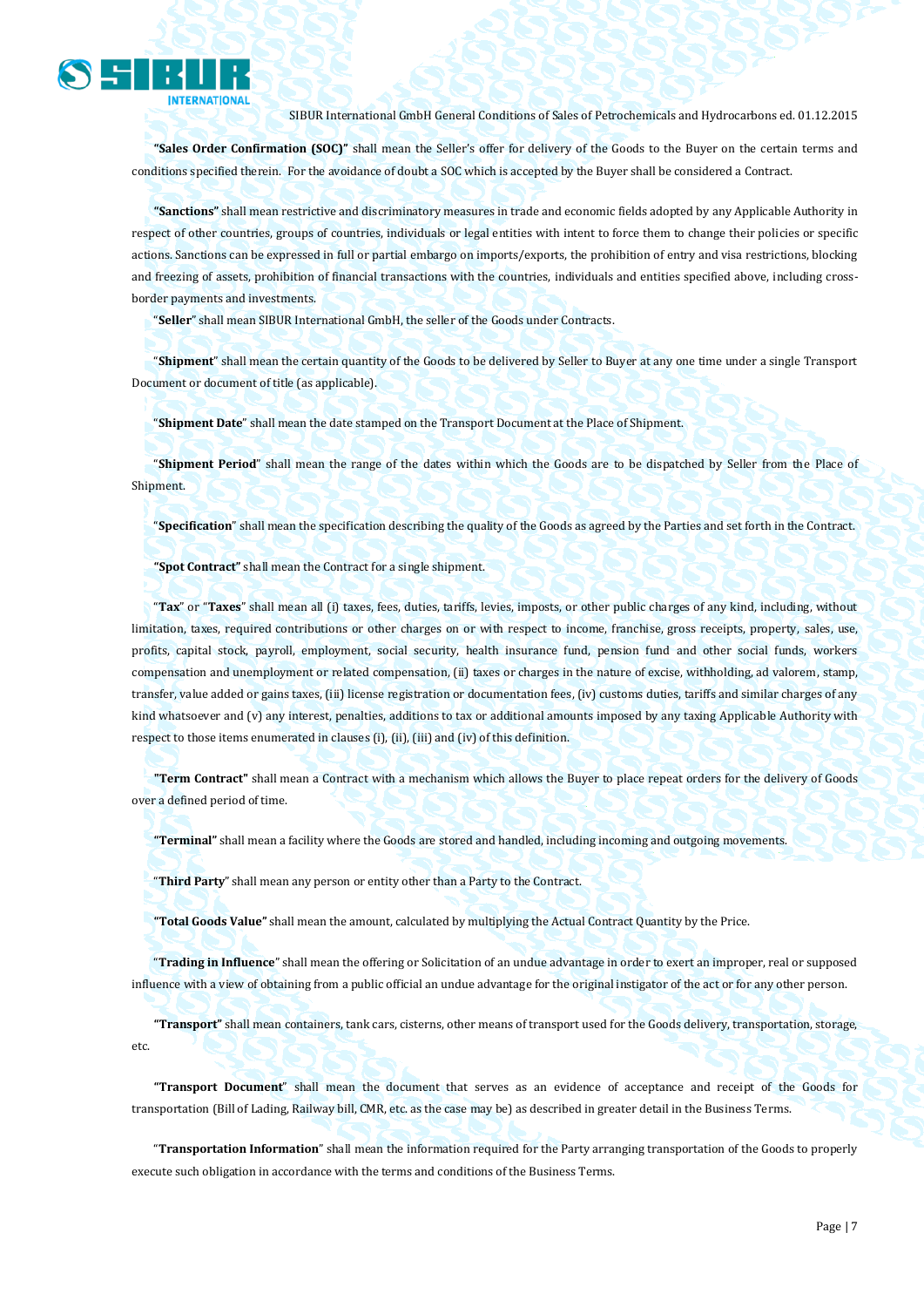**"Sales Order Confirmation (SOC)"** shall mean the Seller's offer for delivery of the Goods to the Buyer on the certain terms and conditions specified therein. For the avoidance of doubt a SOC which is accepted by the Buyer shall be considered a Contract.

**"Sanctions"** shall mean restrictive and discriminatory measures in trade and economic fields adopted by any Applicable Authority in respect of other countries, groups of countries, individuals or legal entities with intent to force them to change their policies or specific actions. Sanctions can be expressed in full or partial embargo on imports/exports, the prohibition of entry and visa restrictions, blocking and freezing of assets, prohibition of financial transactions with the countries, individuals and entities specified above, including cross-border payments and investments.

"**Seller**" shall mean SIBUR International GmbH, the seller of the Goods under Contracts.

"**Shipment**" shall mean the certain quantity of the Goods to be delivered by Seller to Buyer at any one time under a single Transport Document or document of title (as applicable).

"**Shipment Date**" shall mean the date stamped on the Transport Document at the Place of Shipment.

"**Shipment Period**" shall mean the range of the dates within which the Goods are to be dispatched by Seller from the Place of Shipment.

"**Specification**" shall mean the specification describing the quality of the Goods as agreed by the Parties and set forth in the Contract.

**"Spot Contract"** shall mean the Contract for a single shipment.

"**Tax**" or "**Taxes**" shall mean all (i) taxes, fees, duties, tariffs, levies, imposts, or other public charges of any kind, including, without limitation, taxes, required contributions or other charges on or with respect to income, franchise, gross receipts, property, sales, use, profits, capital stock, payroll, employment, social security, health insurance fund, pension fund and other social funds, workers compensation and unemployment or related compensation, (ii) taxes or charges in the nature of excise, withholding, ad valorem, stamp, transfer, value added or gains taxes, (iii) license registration or documentation fees, (iv) customs duties, tariffs and similar charges of any kind whatsoever and (v) any interest, penalties, additions to tax or additional amounts imposed by any taxing Applicable Authority with respect to those items enumerated in clauses (i), (ii), (iii) and (iv) of this definition.

**"Term Contract"** shall mean a Contract with a mechanism which allows the Buyer to place repeat orders for the delivery of Goods over a defined period of time.

**"Terminal"** shall mean a facility where the Goods are stored and handled, including incoming and outgoing movements.

"**Third Party**" shall mean any person or entity other than a Party to the Contract.

**"Total Goods Value"** shall mean the amount, calculated by multiplying the Actual Contract Quantity by the Price.

"**Trading in Influence**" shall mean the offering or Solicitation of an undue advantage in order to exert an improper, real or supposed influence with a view of obtaining from a public official an undue advantage for the original instigator of the act or for any other person.

**"Transport"** shall mean containers, tank cars, cisterns, other means of transport used for the Goods delivery, transportation, storage, etc.

**"Transport Document**" shall mean the document that serves as an evidence of acceptance and receipt of the Goods for transportation (Bill of Lading, Railway bill, CMR, etc. as the case may be) as described in greater detail in the Business Terms.

"**Transportation Information**" shall mean the information required for the Party arranging transportation of the Goods to properly execute such obligation in accordance with the terms and conditions of the Business Terms.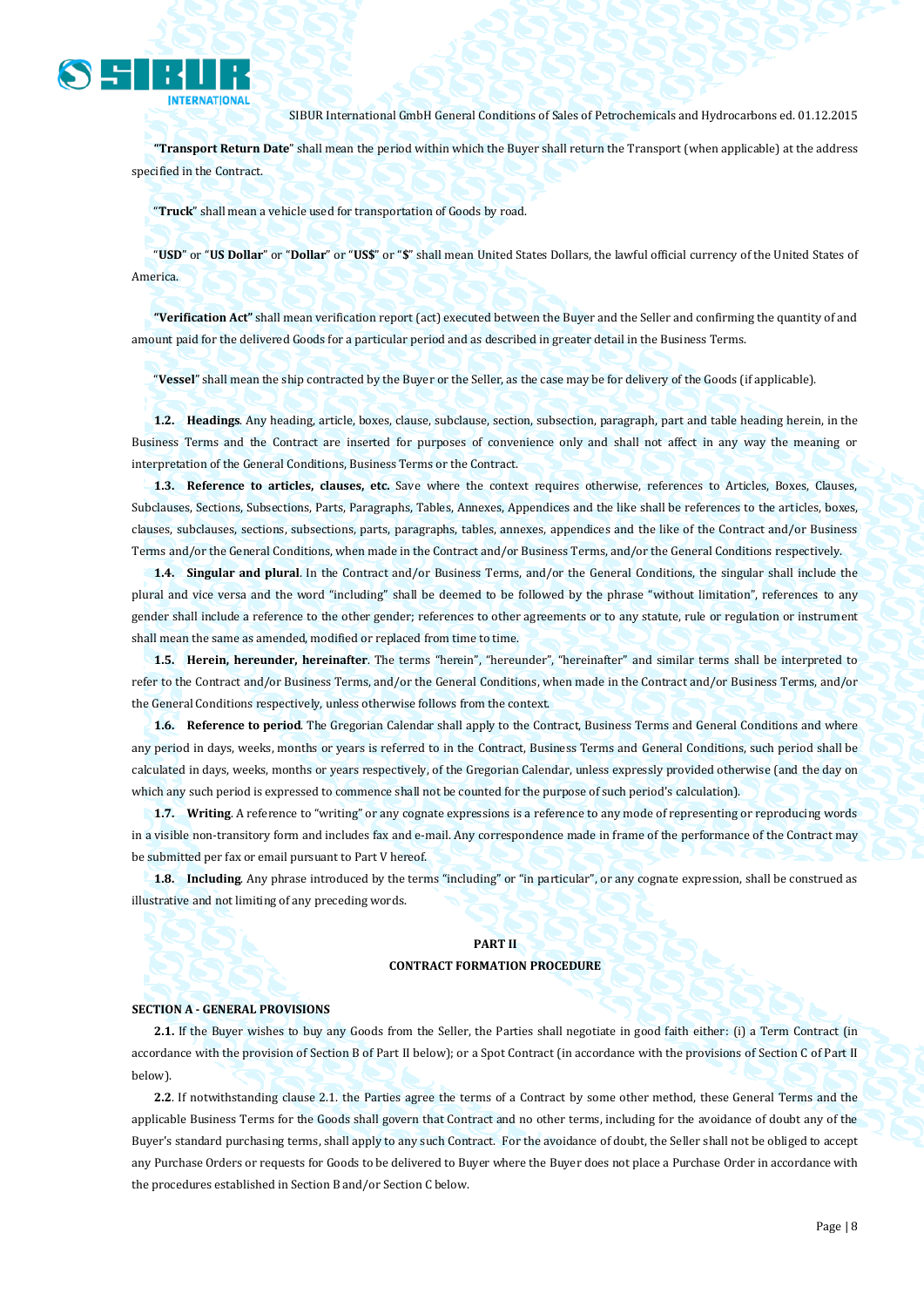**"Transport Return Date"** shall mean the period within which the Buyer shall return the Transport (when applicable) at the address specified in the Contract.

"**Truck**" shall mean a vehicle used for transportation of Goods by road.

"**USD**" or "**US Dollar**" or "**Dollar**" or "**US$**" or "**$**" shall mean United States Dollars, the lawful official currency of the United States of America.

**"Verification Act"** shall mean verification report (act) executed between the Buyer and the Seller and confirming the quantity of and amount paid for the delivered Goods for a particular period and as described in greater detail in the Business Terms.

"**Vessel**" shall mean the ship contracted by the Buyer or the Seller, as the case may be for delivery of the Goods (if applicable).

**1.2. Headings**. Any heading, article, boxes, clause, subclause, section, subsection, paragraph, part and table heading herein, in the Business Terms and the Contract are inserted for purposes of convenience only and shall not affect in any way the meaning or interpretation of the General Conditions, Business Terms or the Contract.

**1.3. Reference to articles, clauses, etc.** Save where the context requires otherwise, references to Articles, Boxes, Clauses, Subclauses, Sections, Subsections, Parts, Paragraphs, Tables, Annexes, Appendices and the like shall be references to the articles, boxes, clauses, subclauses, sections, subsections, parts, paragraphs, tables, annexes, appendices and the like of the Contract and/or Business Terms and/or the General Conditions, when made in the Contract and/or Business Terms, and/or the General Conditions respectively.

**1.4. Singular and plural**. In the Contract and/or Business Terms, and/or the General Conditions, the singular shall include the plural and vice versa and the word "including" shall be deemed to be followed by the phrase "without limitation", references to any gender shall include a reference to the other gender; references to other agreements or to any statute, rule or regulation or instrument shall mean the same as amended, modified or replaced from time to time.

**1.5. Herein, hereunder, hereinafter**. The terms "herein", "hereunder", "hereinafter" and similar terms shall be interpreted to refer to the Contract and/or Business Terms, and/or the General Conditions, when made in the Contract and/or Business Terms, and/or the General Conditions respectively, unless otherwise follows from the context.

**1.6. Reference to period**. The Gregorian Calendar shall apply to the Contract, Business Terms and General Conditions and where any period in days, weeks, months or years is referred to in the Contract, Business Terms and General Conditions, such period shall be calculated in days, weeks, months or years respectively, of the Gregorian Calendar, unless expressly provided otherwise (and the day on which any such period is expressed to commence shall not be counted for the purpose of such period's calculation).

**1.7. Writing**. A reference to "writing" or any cognate expressions is a reference to any mode of representing or reproducing words in a visible non-transitory form and includes fax and e-mail. Any correspondence made in frame of the performance of the Contract may be submitted per fax or email pursuant to Part V hereof.

**1.8. Including**. Any phrase introduced by the terms "including" or "in particular", or any cognate expression, shall be construed as illustrative and not limiting of any preceding words.

## PART II
## CONTRACT FORMATION PROCEDURE

### SECTION A - GENERAL PROVISIONS

**2.1.** If the Buyer wishes to buy any Goods from the Seller, the Parties shall negotiate in good faith either: (i) a Term Contract (in accordance with the provision of Section B of Part II below); or a Spot Contract (in accordance with the provisions of Section C of Part II below).

**2.2**. If notwithstanding clause 2.1. the Parties agree the terms of a Contract by some other method, these General Terms and the applicable Business Terms for the Goods shall govern that Contract and no other terms, including for the avoidance of doubt any of the Buyer's standard purchasing terms, shall apply to any such Contract. For the avoidance of doubt, the Seller shall not be obliged to accept any Purchase Orders or requests for Goods to be delivered to Buyer where the Buyer does not place a Purchase Order in accordance with the procedures established in Section B and/or Section C below.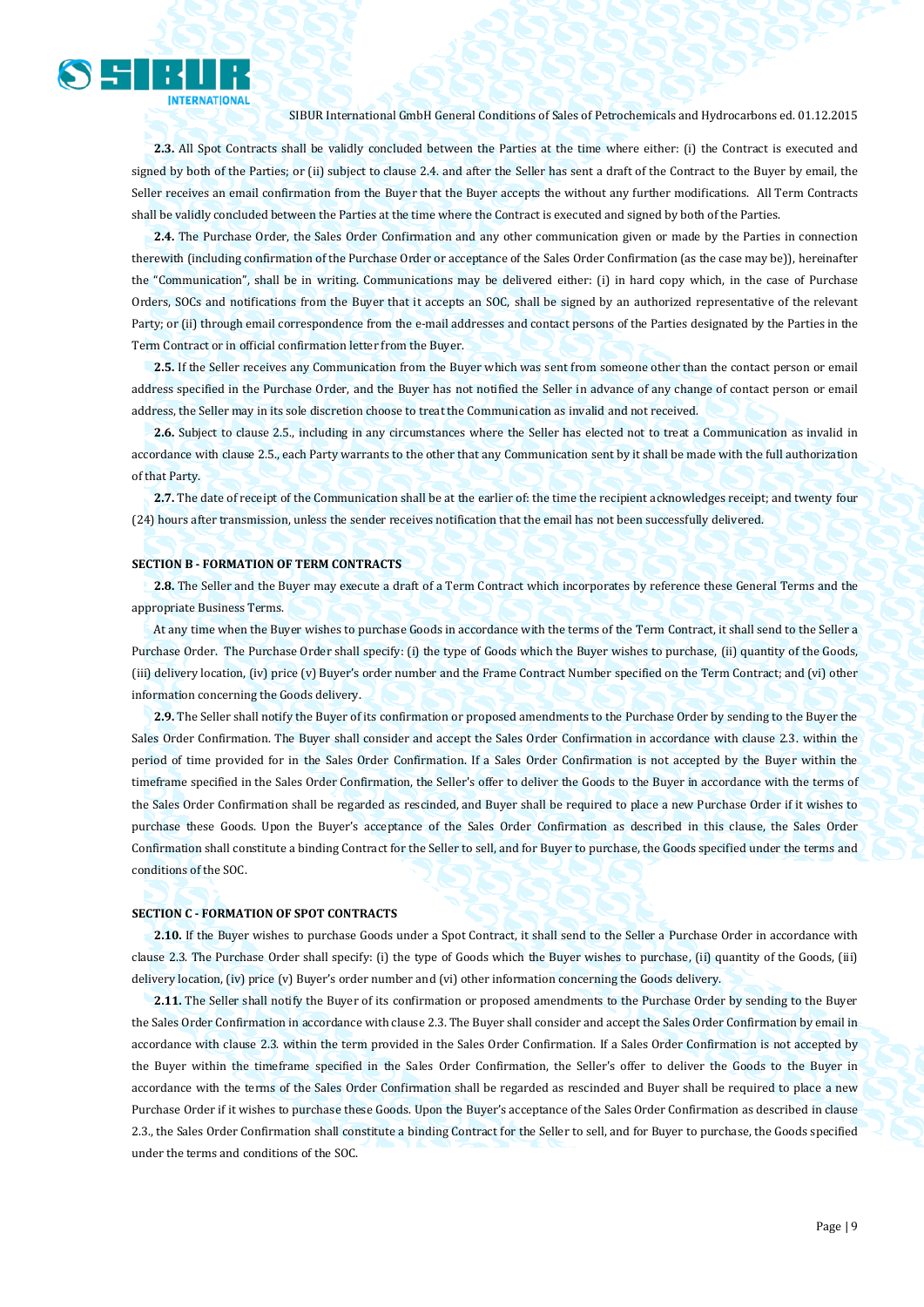**2.3.** All Spot Contracts shall be validly concluded between the Parties at the time where either: (i) the Contract is executed and signed by both of the Parties; or (ii) subject to clause 2.4. and after the Seller has sent a draft of the Contract to the Buyer by email, the Seller receives an email confirmation from the Buyer that the Buyer accepts the without any further modifications. All Term Contracts shall be validly concluded between the Parties at the time where the Contract is executed and signed by both of the Parties.

**2.4.** The Purchase Order, the Sales Order Confirmation and any other communication given or made by the Parties in connection therewith (including confirmation of the Purchase Order or acceptance of the Sales Order Confirmation (as the case may be)), hereinafter the "Communication", shall be in writing. Communications may be delivered either: (i) in hard copy which, in the case of Purchase Orders, SOCs and notifications from the Buyer that it accepts an SOC, shall be signed by an authorized representative of the relevant Party; or (ii) through email correspondence from the e-mail addresses and contact persons of the Parties designated by the Parties in the Term Contract or in official confirmation letter from the Buyer.

**2.5.** If the Seller receives any Communication from the Buyer which was sent from someone other than the contact person or email address specified in the Purchase Order, and the Buyer has not notified the Seller in advance of any change of contact person or email address, the Seller may in its sole discretion choose to treat the Communication as invalid and not received.

**2.6.** Subject to clause 2.5., including in any circumstances where the Seller has elected not to treat a Communication as invalid in accordance with clause 2.5., each Party warrants to the other that any Communication sent by it shall be made with the full authorization of that Party.

**2.7.** The date of receipt of the Communication shall be at the earlier of: the time the recipient acknowledges receipt; and twenty four (24) hours after transmission, unless the sender receives notification that the email has not been successfully delivered.

**SECTION B - FORMATION OF TERM CONTRACTS**

**2.8.** The Seller and the Buyer may execute a draft of a Term Contract which incorporates by reference these General Terms and the appropriate Business Terms.

At any time when the Buyer wishes to purchase Goods in accordance with the terms of the Term Contract, it shall send to the Seller a Purchase Order. The Purchase Order shall specify: (i) the type of Goods which the Buyer wishes to purchase, (ii) quantity of the Goods, (iii) delivery location, (iv) price (v) Buyer's order number and the Frame Contract Number specified on the Term Contract; and (vi) other information concerning the Goods delivery.

**2.9.** The Seller shall notify the Buyer of its confirmation or proposed amendments to the Purchase Order by sending to the Buyer the Sales Order Confirmation. The Buyer shall consider and accept the Sales Order Confirmation in accordance with clause 2.3. within the period of time provided for in the Sales Order Confirmation. If a Sales Order Confirmation is not accepted by the Buyer within the timeframe specified in the Sales Order Confirmation, the Seller's offer to deliver the Goods to the Buyer in accordance with the terms of the Sales Order Confirmation shall be regarded as rescinded, and Buyer shall be required to place a new Purchase Order if it wishes to purchase these Goods. Upon the Buyer's acceptance of the Sales Order Confirmation as described in this clause, the Sales Order Confirmation shall constitute a binding Contract for the Seller to sell, and for Buyer to purchase, the Goods specified under the terms and conditions of the SOC.

**SECTION C - FORMATION OF SPOT CONTRACTS**

**2.10.** If the Buyer wishes to purchase Goods under a Spot Contract, it shall send to the Seller a Purchase Order in accordance with clause 2.3. The Purchase Order shall specify: (i) the type of Goods which the Buyer wishes to purchase, (ii) quantity of the Goods, (iii) delivery location, (iv) price (v) Buyer's order number and (vi) other information concerning the Goods delivery.

**2.11.** The Seller shall notify the Buyer of its confirmation or proposed amendments to the Purchase Order by sending to the Buyer the Sales Order Confirmation in accordance with clause 2.3. The Buyer shall consider and accept the Sales Order Confirmation by email in accordance with clause 2.3. within the term provided in the Sales Order Confirmation. If a Sales Order Confirmation is not accepted by the Buyer within the timeframe specified in the Sales Order Confirmation, the Seller's offer to deliver the Goods to the Buyer in accordance with the terms of the Sales Order Confirmation shall be regarded as rescinded and Buyer shall be required to place a new Purchase Order if it wishes to purchase these Goods. Upon the Buyer's acceptance of the Sales Order Confirmation as described in clause 2.3., the Sales Order Confirmation shall constitute a binding Contract for the Seller to sell, and for Buyer to purchase, the Goods specified under the terms and conditions of the SOC.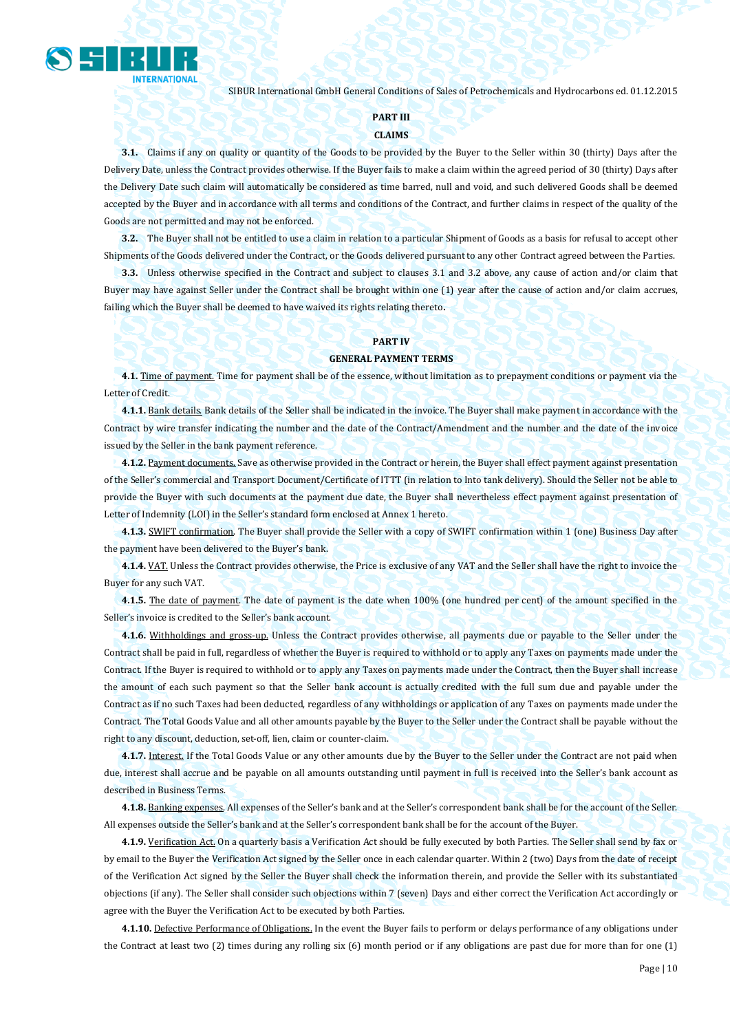## PART III

## CLAIMS

**3.1.** Claims if any on quality or quantity of the Goods to be provided by the Buyer to the Seller within 30 (thirty) Days after the Delivery Date, unless the Contract provides otherwise. If the Buyer fails to make a claim within the agreed period of 30 (thirty) Days after the Delivery Date such claim will automatically be considered as time barred, null and void, and such delivered Goods shall be deemed accepted by the Buyer and in accordance with all terms and conditions of the Contract, and further claims in respect of the quality of the Goods are not permitted and may not be enforced.

**3.2.** The Buyer shall not be entitled to use a claim in relation to a particular Shipment of Goods as a basis for refusal to accept other Shipments of the Goods delivered under the Contract, or the Goods delivered pursuant to any other Contract agreed between the Parties.

**3.3.** Unless otherwise specified in the Contract and subject to clauses 3.1 and 3.2 above, any cause of action and/or claim that Buyer may have against Seller under the Contract shall be brought within one (1) year after the cause of action and/or claim accrues, failing which the Buyer shall be deemed to have waived its rights relating thereto**.**

## PART IV

## GENERAL PAYMENT TERMS

**4.1.** Time of payment. Time for payment shall be of the essence, without limitation as to prepayment conditions or payment via the Letter of Credit.

**4.1.1.** Bank details. Bank details of the Seller shall be indicated in the invoice. The Buyer shall make payment in accordance with the Contract by wire transfer indicating the number and the date of the Contract/Amendment and the number and the date of the invoice issued by the Seller in the bank payment reference.

**4.1.2.** Payment documents. Save as otherwise provided in the Contract or herein, the Buyer shall effect payment against presentation of the Seller's commercial and Transport Document/Certificate of ITTT (in relation to Into tank delivery). Should the Seller not be able to provide the Buyer with such documents at the payment due date, the Buyer shall nevertheless effect payment against presentation of Letter of Indemnity (LOI) in the Seller's standard form enclosed at Annex 1 hereto.

**4.1.3.** SWIFT confirmation. The Buyer shall provide the Seller with a copy of SWIFT confirmation within 1 (one) Business Day after the payment have been delivered to the Buyer's bank.

**4.1.4.** VAT. Unless the Contract provides otherwise, the Price is exclusive of any VAT and the Seller shall have the right to invoice the Buyer for any such VAT.

**4.1.5.** The date of payment. The date of payment is the date when 100% (one hundred per cent) of the amount specified in the Seller's invoice is credited to the Seller's bank account.

**4.1.6.** Withholdings and gross-up. Unless the Contract provides otherwise, all payments due or payable to the Seller under the Contract shall be paid in full, regardless of whether the Buyer is required to withhold or to apply any Taxes on payments made under the Contract. If the Buyer is required to withhold or to apply any Taxes on payments made under the Contract, then the Buyer shall increase the amount of each such payment so that the Seller bank account is actually credited with the full sum due and payable under the Contract as if no such Taxes had been deducted, regardless of any withholdings or application of any Taxes on payments made under the Contract. The Total Goods Value and all other amounts payable by the Buyer to the Seller under the Contract shall be payable without the right to any discount, deduction, set-off, lien, claim or counter-claim.

**4.1.7.** Interest. If the Total Goods Value or any other amounts due by the Buyer to the Seller under the Contract are not paid when due, interest shall accrue and be payable on all amounts outstanding until payment in full is received into the Seller's bank account as described in Business Terms.

**4.1.8.** Banking expenses. All expenses of the Seller's bank and at the Seller's correspondent bank shall be for the account of the Seller. All expenses outside the Seller's bank and at the Seller's correspondent bank shall be for the account of the Buyer.

**4.1.9.** Verification Act. On a quarterly basis a Verification Act should be fully executed by both Parties. The Seller shall send by fax or by email to the Buyer the Verification Act signed by the Seller once in each calendar quarter. Within 2 (two) Days from the date of receipt of the Verification Act signed by the Seller the Buyer shall check the information therein, and provide the Seller with its substantiated objections (if any). The Seller shall consider such objections within 7 (seven) Days and either correct the Verification Act accordingly or agree with the Buyer the Verification Act to be executed by both Parties.

**4.1.10.** Defective Performance of Obligations. In the event the Buyer fails to perform or delays performance of any obligations under the Contract at least two (2) times during any rolling six (6) month period or if any obligations are past due for more than for one (1)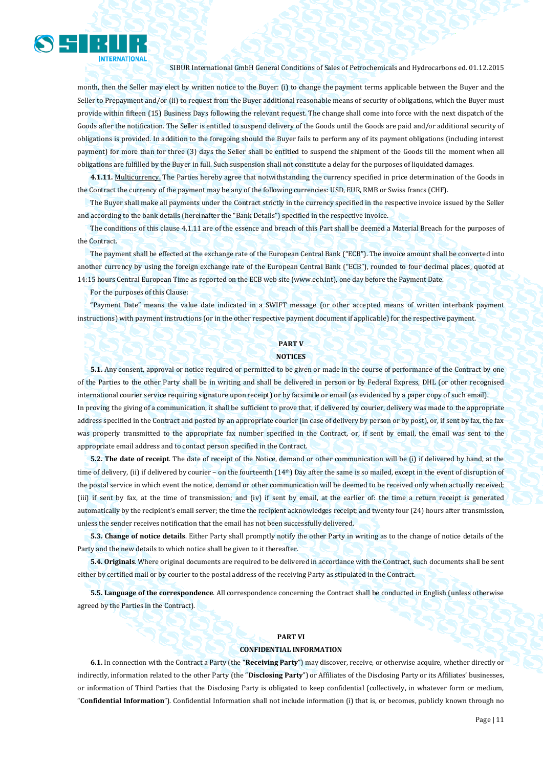month, then the Seller may elect by written notice to the Buyer: (i) to change the payment terms applicable between the Buyer and the Seller to Prepayment and/or (ii) to request from the Buyer additional reasonable means of security of obligations, which the Buyer must provide within fifteen (15) Business Days following the relevant request. The change shall come into force with the next dispatch of the Goods after the notification. The Seller is entitled to suspend delivery of the Goods until the Goods are paid and/or additional security of obligations is provided. In addition to the foregoing should the Buyer fails to perform any of its payment obligations (including interest payment) for more than for three (3) days the Seller shall be entitled to suspend the shipment of the Goods till the moment when all obligations are fulfilled by the Buyer in full. Such suspension shall not constitute a delay for the purposes of liquidated damages.

**4.1.11.** Multicurrency. The Parties hereby agree that notwithstanding the currency specified in price determination of the Goods in the Contract the currency of the payment may be any of the following currencies: USD, EUR, RMB or Swiss francs (CHF).

The Buyer shall make all payments under the Contract strictly in the currency specified in the respective invoice issued by the Seller and according to the bank details (hereinafter the "Bank Details") specified in the respective invoice.

The conditions of this clause 4.1.11 are of the essence and breach of this Part shall be deemed a Material Breach for the purposes of the Contract.

The payment shall be effected at the exchange rate of the European Central Bank ("ECB"). The invoice amount shall be converted into another currency by using the foreign exchange rate of the European Central Bank ("ECB"), rounded to four decimal places, quoted at 14:15 hours Central European Time as reported on the ECB web site (www.ecb.int), one day before the Payment Date.

For the purposes of this Clause:

"Payment Date" means the value date indicated in a SWIFT message (or other accepted means of written interbank payment instructions) with payment instructions (or in the other respective payment document if applicable) for the respective payment.

## PART V
## NOTICES

**5.1.** Any consent, approval or notice required or permitted to be given or made in the course of performance of the Contract by one of the Parties to the other Party shall be in writing and shall be delivered in person or by Federal Express, DHL (or other recognised international courier service requiring signature upon receipt) or by facsimile or email (as evidenced by a paper copy of such email).
In proving the giving of a communication, it shall be sufficient to prove that, if delivered by courier, delivery was made to the appropriate address specified in the Contract and posted by an appropriate courier (in case of delivery by person or by post), or, if sent by fax, the fax was properly transmitted to the appropriate fax number specified in the Contract, or, if sent by email, the email was sent to the appropriate email address and to contact person specified in the Contract.

**5.2. The date of receipt**. The date of receipt of the Notice, demand or other communication will be (i) if delivered by hand, at the time of delivery, (ii) if delivered by courier – on the fourteenth (14th) Day after the same is so mailed, except in the event of disruption of the postal service in which event the notice, demand or other communication will be deemed to be received only when actually received; (iii) if sent by fax, at the time of transmission; and (iv) if sent by email, at the earlier of: the time a return receipt is generated automatically by the recipient's email server; the time the recipient acknowledges receipt; and twenty four (24) hours after transmission, unless the sender receives notification that the email has not been successfully delivered.

**5.3. Change of notice details**. Either Party shall promptly notify the other Party in writing as to the change of notice details of the Party and the new details to which notice shall be given to it thereafter.

**5.4. Originals**. Where original documents are required to be delivered in accordance with the Contract, such documents shall be sent either by certified mail or by courier to the postal address of the receiving Party as stipulated in the Contract.

**5.5. Language of the correspondence**. All correspondence concerning the Contract shall be conducted in English (unless otherwise agreed by the Parties in the Contract).

## PART VI
## CONFIDENTIAL INFORMATION

**6.1.** In connection with the Contract a Party (the "**Receiving Party**") may discover, receive, or otherwise acquire, whether directly or indirectly, information related to the other Party (the "**Disclosing Party**") or Affiliates of the Disclosing Party or its Affiliates' businesses, or information of Third Parties that the Disclosing Party is obligated to keep confidential (collectively, in whatever form or medium, "**Confidential Information**"). Confidential Information shall not include information (i) that is, or becomes, publicly known through no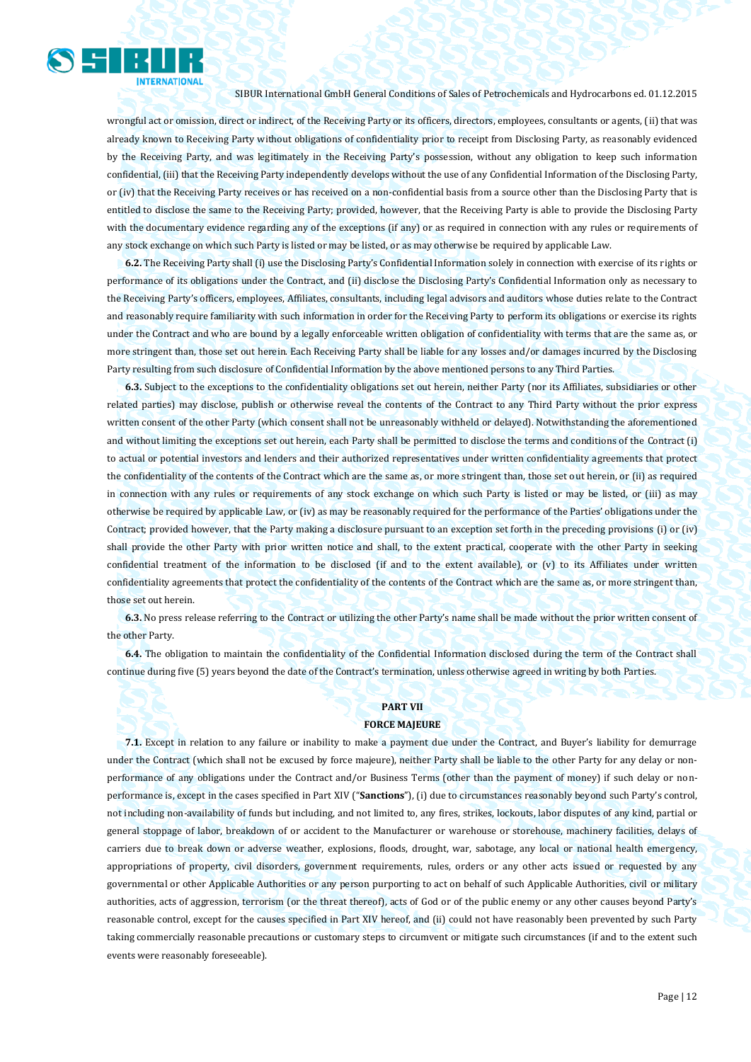wrongful act or omission, direct or indirect, of the Receiving Party or its officers, directors, employees, consultants or agents, (ii) that was already known to Receiving Party without obligations of confidentiality prior to receipt from Disclosing Party, as reasonably evidenced by the Receiving Party, and was legitimately in the Receiving Party's possession, without any obligation to keep such information confidential, (iii) that the Receiving Party independently develops without the use of any Confidential Information of the Disclosing Party, or (iv) that the Receiving Party receives or has received on a non-confidential basis from a source other than the Disclosing Party that is entitled to disclose the same to the Receiving Party; provided, however, that the Receiving Party is able to provide the Disclosing Party with the documentary evidence regarding any of the exceptions (if any) or as required in connection with any rules or requirements of any stock exchange on which such Party is listed or may be listed, or as may otherwise be required by applicable Law.

**6.2.** The Receiving Party shall (i) use the Disclosing Party's Confidential Information solely in connection with exercise of its rights or performance of its obligations under the Contract, and (ii) disclose the Disclosing Party's Confidential Information only as necessary to the Receiving Party's officers, employees, Affiliates, consultants, including legal advisors and auditors whose duties relate to the Contract and reasonably require familiarity with such information in order for the Receiving Party to perform its obligations or exercise its rights under the Contract and who are bound by a legally enforceable written obligation of confidentiality with terms that are the same as, or more stringent than, those set out herein. Each Receiving Party shall be liable for any losses and/or damages incurred by the Disclosing Party resulting from such disclosure of Confidential Information by the above mentioned persons to any Third Parties.

**6.3.** Subject to the exceptions to the confidentiality obligations set out herein, neither Party (nor its Affiliates, subsidiaries or other related parties) may disclose, publish or otherwise reveal the contents of the Contract to any Third Party without the prior express written consent of the other Party (which consent shall not be unreasonably withheld or delayed). Notwithstanding the aforementioned and without limiting the exceptions set out herein, each Party shall be permitted to disclose the terms and conditions of the Contract (i) to actual or potential investors and lenders and their authorized representatives under written confidentiality agreements that protect the confidentiality of the contents of the Contract which are the same as, or more stringent than, those set out herein, or (ii) as required in connection with any rules or requirements of any stock exchange on which such Party is listed or may be listed, or (iii) as may otherwise be required by applicable Law, or (iv) as may be reasonably required for the performance of the Parties' obligations under the Contract; provided however, that the Party making a disclosure pursuant to an exception set forth in the preceding provisions (i) or (iv) shall provide the other Party with prior written notice and shall, to the extent practical, cooperate with the other Party in seeking confidential treatment of the information to be disclosed (if and to the extent available), or (v) to its Affiliates under written confidentiality agreements that protect the confidentiality of the contents of the Contract which are the same as, or more stringent than, those set out herein.

**6.3.** No press release referring to the Contract or utilizing the other Party's name shall be made without the prior written consent of the other Party.

**6.4.** The obligation to maintain the confidentiality of the Confidential Information disclosed during the term of the Contract shall continue during five (5) years beyond the date of the Contract's termination, unless otherwise agreed in writing by both Parties.

## PART VII
## FORCE MAJEURE

**7.1.** Except in relation to any failure or inability to make a payment due under the Contract, and Buyer's liability for demurrage under the Contract (which shall not be excused by force majeure), neither Party shall be liable to the other Party for any delay or non-performance of any obligations under the Contract and/or Business Terms (other than the payment of money) if such delay or non-performance is, except in the cases specified in Part XIV ("**Sanctions**"), (i) due to circumstances reasonably beyond such Party's control, not including non-availability of funds but including, and not limited to, any fires, strikes, lockouts, labor disputes of any kind, partial or general stoppage of labor, breakdown of or accident to the Manufacturer or warehouse or storehouse, machinery facilities, delays of carriers due to break down or adverse weather, explosions, floods, drought, war, sabotage, any local or national health emergency, appropriations of property, civil disorders, government requirements, rules, orders or any other acts issued or requested by any governmental or other Applicable Authorities or any person purporting to act on behalf of such Applicable Authorities, civil or military authorities, acts of aggression, terrorism (or the threat thereof), acts of God or of the public enemy or any other causes beyond Party's reasonable control, except for the causes specified in Part XIV hereof, and (ii) could not have reasonably been prevented by such Party taking commercially reasonable precautions or customary steps to circumvent or mitigate such circumstances (if and to the extent such events were reasonably foreseeable).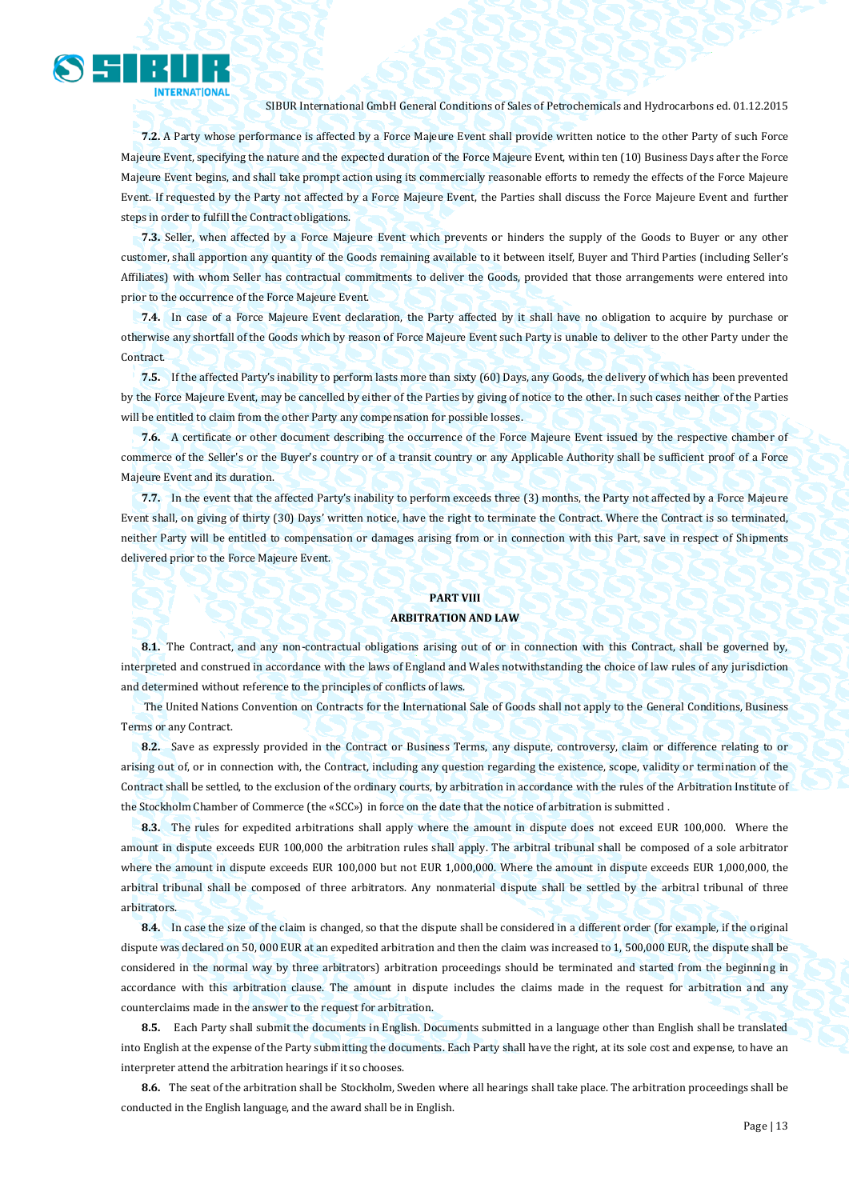**7.2.** A Party whose performance is affected by a Force Majeure Event shall provide written notice to the other Party of such Force Majeure Event, specifying the nature and the expected duration of the Force Majeure Event, within ten (10) Business Days after the Force Majeure Event begins, and shall take prompt action using its commercially reasonable efforts to remedy the effects of the Force Majeure Event. If requested by the Party not affected by a Force Majeure Event, the Parties shall discuss the Force Majeure Event and further steps in order to fulfill the Contract obligations.

**7.3.** Seller, when affected by a Force Majeure Event which prevents or hinders the supply of the Goods to Buyer or any other customer, shall apportion any quantity of the Goods remaining available to it between itself, Buyer and Third Parties (including Seller's Affiliates) with whom Seller has contractual commitments to deliver the Goods, provided that those arrangements were entered into prior to the occurrence of the Force Majeure Event.

**7.4.** In case of a Force Majeure Event declaration, the Party affected by it shall have no obligation to acquire by purchase or otherwise any shortfall of the Goods which by reason of Force Majeure Event such Party is unable to deliver to the other Party under the Contract.

**7.5.** If the affected Party's inability to perform lasts more than sixty (60) Days, any Goods, the delivery of which has been prevented by the Force Majeure Event, may be cancelled by either of the Parties by giving of notice to the other. In such cases neither of the Parties will be entitled to claim from the other Party any compensation for possible losses.

**7.6.** A certificate or other document describing the occurrence of the Force Majeure Event issued by the respective chamber of commerce of the Seller's or the Buyer's country or of a transit country or any Applicable Authority shall be sufficient proof of a Force Majeure Event and its duration.

**7.7.** In the event that the affected Party's inability to perform exceeds three (3) months, the Party not affected by a Force Majeure Event shall, on giving of thirty (30) Days' written notice, have the right to terminate the Contract. Where the Contract is so terminated, neither Party will be entitled to compensation or damages arising from or in connection with this Part, save in respect of Shipments delivered prior to the Force Majeure Event.

## PART VIII
## ARBITRATION AND LAW

**8.1.** The Contract, and any non-contractual obligations arising out of or in connection with this Contract, shall be governed by, interpreted and construed in accordance with the laws of England and Wales notwithstanding the choice of law rules of any jurisdiction and determined without reference to the principles of conflicts of laws.

The United Nations Convention on Contracts for the International Sale of Goods shall not apply to the General Conditions, Business Terms or any Contract.

**8.2.** Save as expressly provided in the Contract or Business Terms, any dispute, controversy, claim or difference relating to or arising out of, or in connection with, the Contract, including any question regarding the existence, scope, validity or termination of the Contract shall be settled, to the exclusion of the ordinary courts, by arbitration in accordance with the rules of the Arbitration Institute of the Stockholm Chamber of Commerce (the «SCC») in force on the date that the notice of arbitration is submitted .

**8.3.** The rules for expedited arbitrations shall apply where the amount in dispute does not exceed EUR 100,000. Where the amount in dispute exceeds EUR 100,000 the arbitration rules shall apply. The arbitral tribunal shall be composed of a sole arbitrator where the amount in dispute exceeds EUR 100,000 but not EUR 1,000,000. Where the amount in dispute exceeds EUR 1,000,000, the arbitral tribunal shall be composed of three arbitrators. Any nonmaterial dispute shall be settled by the arbitral tribunal of three arbitrators.

**8.4.** In case the size of the claim is changed, so that the dispute shall be considered in a different order (for example, if the original dispute was declared on 50, 000 EUR at an expedited arbitration and then the claim was increased to 1, 500,000 EUR, the dispute shall be considered in the normal way by three arbitrators) arbitration proceedings should be terminated and started from the beginning in accordance with this arbitration clause. The amount in dispute includes the claims made in the request for arbitration and any counterclaims made in the answer to the request for arbitration.

**8.5.** Each Party shall submit the documents in English. Documents submitted in a language other than English shall be translated into English at the expense of the Party submitting the documents. Each Party shall have the right, at its sole cost and expense, to have an interpreter attend the arbitration hearings if it so chooses.

**8.6.** The seat of the arbitration shall be Stockholm, Sweden where all hearings shall take place. The arbitration proceedings shall be conducted in the English language, and the award shall be in English.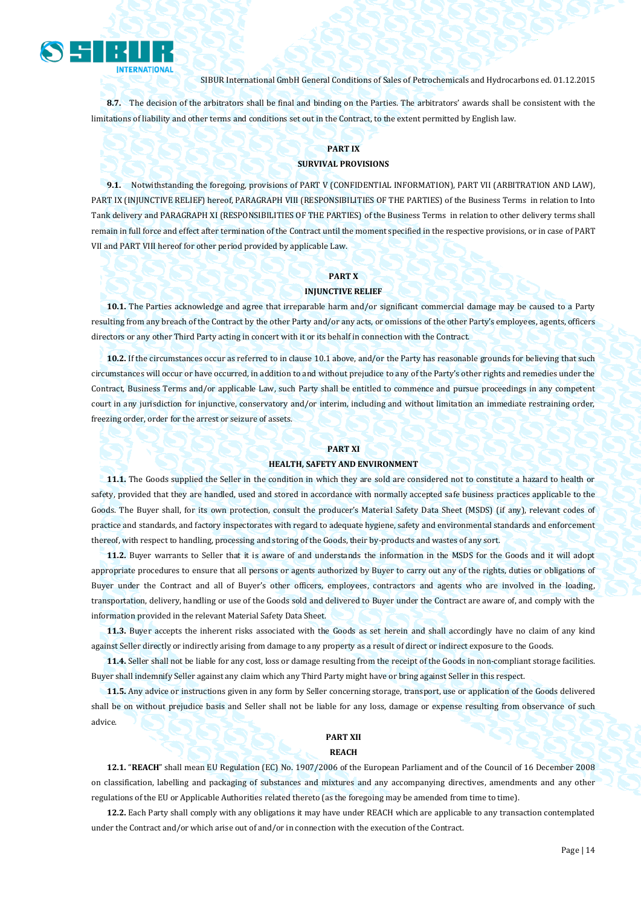**8.7.** The decision of the arbitrators shall be final and binding on the Parties. The arbitrators' awards shall be consistent with the limitations of liability and other terms and conditions set out in the Contract, to the extent permitted by English law.

## PART IX
## SURVIVAL PROVISIONS

**9.1.** Notwithstanding the foregoing, provisions of PART V (CONFIDENTIAL INFORMATION), PART VII (ARBITRATION AND LAW), PART IX (INJUNCTIVE RELIEF) hereof, PARAGRAPH VIII (RESPONSIBILITIES OF THE PARTIES) of the Business Terms in relation to Into Tank delivery and PARAGRAPH XI (RESPONSIBILITIES OF THE PARTIES) of the Business Terms in relation to other delivery terms shall remain in full force and effect after termination of the Contract until the moment specified in the respective provisions, or in case of PART VII and PART VIII hereof for other period provided by applicable Law.

## PART X
## INJUNCTIVE RELIEF

**10.1.** The Parties acknowledge and agree that irreparable harm and/or significant commercial damage may be caused to a Party resulting from any breach of the Contract by the other Party and/or any acts, or omissions of the other Party's employees, agents, officers directors or any other Third Party acting in concert with it or its behalf in connection with the Contract.

**10.2.** If the circumstances occur as referred to in clause 10.1 above, and/or the Party has reasonable grounds for believing that such circumstances will occur or have occurred, in addition to and without prejudice to any of the Party's other rights and remedies under the Contract, Business Terms and/or applicable Law, such Party shall be entitled to commence and pursue proceedings in any competent court in any jurisdiction for injunctive, conservatory and/or interim, including and without limitation an immediate restraining order, freezing order, order for the arrest or seizure of assets.

## PART XI
## HEALTH, SAFETY AND ENVIRONMENT

**11.1.** The Goods supplied the Seller in the condition in which they are sold are considered not to constitute a hazard to health or safety, provided that they are handled, used and stored in accordance with normally accepted safe business practices applicable to the Goods. The Buyer shall, for its own protection, consult the producer's Material Safety Data Sheet (MSDS) (if any), relevant codes of practice and standards, and factory inspectorates with regard to adequate hygiene, safety and environmental standards and enforcement thereof, with respect to handling, processing and storing of the Goods, their by-products and wastes of any sort.

**11.2.** Buyer warrants to Seller that it is aware of and understands the information in the MSDS for the Goods and it will adopt appropriate procedures to ensure that all persons or agents authorized by Buyer to carry out any of the rights, duties or obligations of Buyer under the Contract and all of Buyer's other officers, employees, contractors and agents who are involved in the loading, transportation, delivery, handling or use of the Goods sold and delivered to Buyer under the Contract are aware of, and comply with the information provided in the relevant Material Safety Data Sheet.

**11.3.** Buyer accepts the inherent risks associated with the Goods as set herein and shall accordingly have no claim of any kind against Seller directly or indirectly arising from damage to any property as a result of direct or indirect exposure to the Goods.

**11.4.** Seller shall not be liable for any cost, loss or damage resulting from the receipt of the Goods in non-compliant storage facilities. Buyer shall indemnify Seller against any claim which any Third Party might have or bring against Seller in this respect.

**11.5.** Any advice or instructions given in any form by Seller concerning storage, transport, use or application of the Goods delivered shall be on without prejudice basis and Seller shall not be liable for any loss, damage or expense resulting from observance of such advice.

## PART XII
## REACH

**12.1.** "**REACH**" shall mean EU Regulation (EC) No. 1907/2006 of the European Parliament and of the Council of 16 December 2008 on classification, labelling and packaging of substances and mixtures and any accompanying directives, amendments and any other regulations of the EU or Applicable Authorities related thereto (as the foregoing may be amended from time to time).

**12.2.** Each Party shall comply with any obligations it may have under REACH which are applicable to any transaction contemplated under the Contract and/or which arise out of and/or in connection with the execution of the Contract.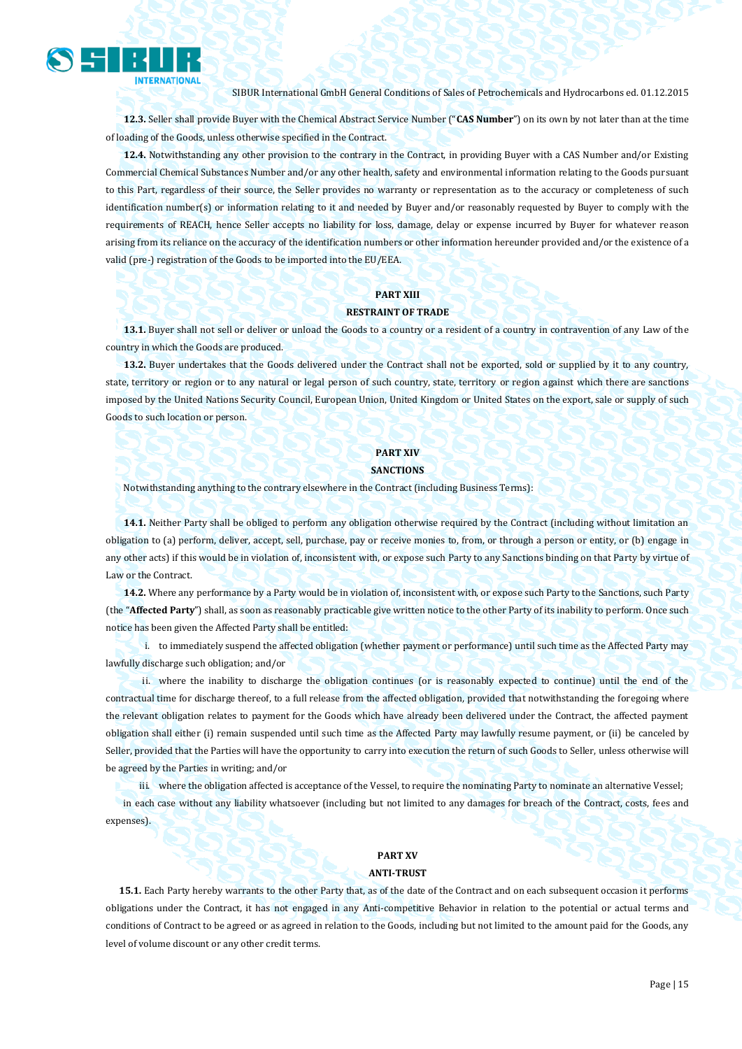**12.3.** Seller shall provide Buyer with the Chemical Abstract Service Number ("**CAS Number**") on its own by not later than at the time of loading of the Goods, unless otherwise specified in the Contract.

**12.4.** Notwithstanding any other provision to the contrary in the Contract, in providing Buyer with a CAS Number and/or Existing Commercial Chemical Substances Number and/or any other health, safety and environmental information relating to the Goods pursuant to this Part, regardless of their source, the Seller provides no warranty or representation as to the accuracy or completeness of such identification number(s) or information relating to it and needed by Buyer and/or reasonably requested by Buyer to comply with the requirements of REACH, hence Seller accepts no liability for loss, damage, delay or expense incurred by Buyer for whatever reason arising from its reliance on the accuracy of the identification numbers or other information hereunder provided and/or the existence of a valid (pre-) registration of the Goods to be imported into the EU/EEA.

## PART XIII
## RESTRAINT OF TRADE

**13.1.** Buyer shall not sell or deliver or unload the Goods to a country or a resident of a country in contravention of any Law of the country in which the Goods are produced.

**13.2.** Buyer undertakes that the Goods delivered under the Contract shall not be exported, sold or supplied by it to any country, state, territory or region or to any natural or legal person of such country, state, territory or region against which there are sanctions imposed by the United Nations Security Council, European Union, United Kingdom or United States on the export, sale or supply of such Goods to such location or person.

## PART XIV
## SANCTIONS

Notwithstanding anything to the contrary elsewhere in the Contract (including Business Terms):

**14.1.** Neither Party shall be obliged to perform any obligation otherwise required by the Contract (including without limitation an obligation to (a) perform, deliver, accept, sell, purchase, pay or receive monies to, from, or through a person or entity, or (b) engage in any other acts) if this would be in violation of, inconsistent with, or expose such Party to any Sanctions binding on that Party by virtue of Law or the Contract.

**14.2.** Where any performance by a Party would be in violation of, inconsistent with, or expose such Party to the Sanctions, such Party (the "**Affected Party**") shall, as soon as reasonably practicable give written notice to the other Party of its inability to perform. Once such notice has been given the Affected Party shall be entitled:

i. to immediately suspend the affected obligation (whether payment or performance) until such time as the Affected Party may lawfully discharge such obligation; and/or

ii. where the inability to discharge the obligation continues (or is reasonably expected to continue) until the end of the contractual time for discharge thereof, to a full release from the affected obligation, provided that notwithstanding the foregoing where the relevant obligation relates to payment for the Goods which have already been delivered under the Contract, the affected payment obligation shall either (i) remain suspended until such time as the Affected Party may lawfully resume payment, or (ii) be canceled by Seller, provided that the Parties will have the opportunity to carry into execution the return of such Goods to Seller, unless otherwise will be agreed by the Parties in writing; and/or

iii. where the obligation affected is acceptance of the Vessel, to require the nominating Party to nominate an alternative Vessel;

in each case without any liability whatsoever (including but not limited to any damages for breach of the Contract, costs, fees and expenses).

## PART XV
## ANTI-TRUST

**15.1.** Each Party hereby warrants to the other Party that, as of the date of the Contract and on each subsequent occasion it performs obligations under the Contract, it has not engaged in any Anti-competitive Behavior in relation to the potential or actual terms and conditions of Contract to be agreed or as agreed in relation to the Goods, including but not limited to the amount paid for the Goods, any level of volume discount or any other credit terms.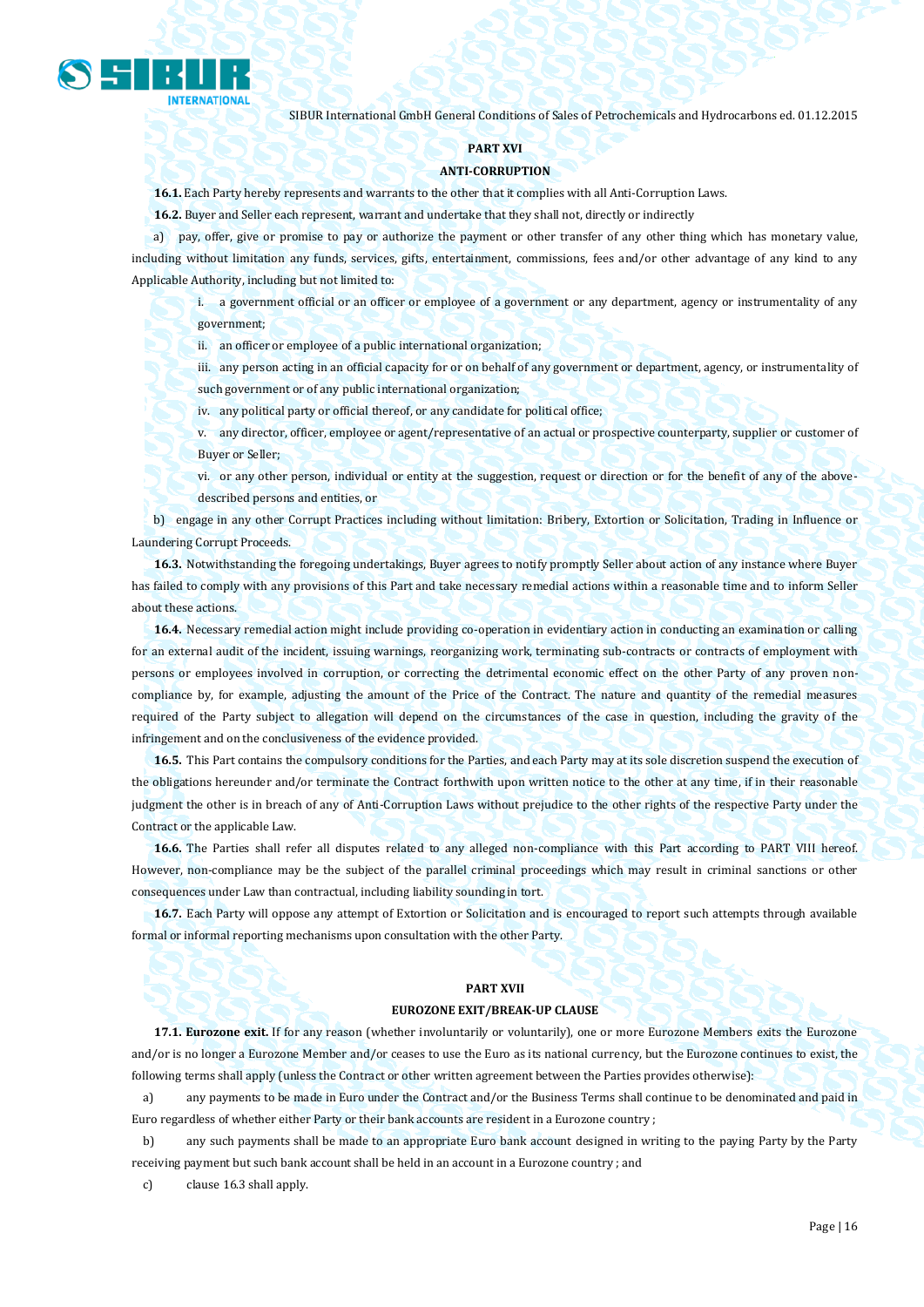## PART XVI

### ANTI-CORRUPTION

**16.1.** Each Party hereby represents and warrants to the other that it complies with all Anti-Corruption Laws.

**16.2.** Buyer and Seller each represent, warrant and undertake that they shall not, directly or indirectly

a) pay, offer, give or promise to pay or authorize the payment or other transfer of any other thing which has monetary value, including without limitation any funds, services, gifts, entertainment, commissions, fees and/or other advantage of any kind to any Applicable Authority, including but not limited to:

i. a government official or an officer or employee of a government or any department, agency or instrumentality of any government;

ii. an officer or employee of a public international organization;

iii. any person acting in an official capacity for or on behalf of any government or department, agency, or instrumentality of such government or of any public international organization;

iv. any political party or official thereof, or any candidate for political office;

v. any director, officer, employee or agent/representative of an actual or prospective counterparty, supplier or customer of Buyer or Seller;

vi. or any other person, individual or entity at the suggestion, request or direction or for the benefit of any of the above-described persons and entities, or

b) engage in any other Corrupt Practices including without limitation: Bribery, Extortion or Solicitation, Trading in Influence or Laundering Corrupt Proceeds.

**16.3.** Notwithstanding the foregoing undertakings, Buyer agrees to notify promptly Seller about action of any instance where Buyer has failed to comply with any provisions of this Part and take necessary remedial actions within a reasonable time and to inform Seller about these actions.

**16.4.** Necessary remedial action might include providing co-operation in evidentiary action in conducting an examination or calling for an external audit of the incident, issuing warnings, reorganizing work, terminating sub-contracts or contracts of employment with persons or employees involved in corruption, or correcting the detrimental economic effect on the other Party of any proven non-compliance by, for example, adjusting the amount of the Price of the Contract. The nature and quantity of the remedial measures required of the Party subject to allegation will depend on the circumstances of the case in question, including the gravity of the infringement and on the conclusiveness of the evidence provided.

**16.5.** This Part contains the compulsory conditions for the Parties, and each Party may at its sole discretion suspend the execution of the obligations hereunder and/or terminate the Contract forthwith upon written notice to the other at any time, if in their reasonable judgment the other is in breach of any of Anti-Corruption Laws without prejudice to the other rights of the respective Party under the Contract or the applicable Law.

**16.6.** The Parties shall refer all disputes related to any alleged non-compliance with this Part according to PART VIII hereof. However, non-compliance may be the subject of the parallel criminal proceedings which may result in criminal sanctions or other consequences under Law than contractual, including liability sounding in tort.

**16.7.** Each Party will oppose any attempt of Extortion or Solicitation and is encouraged to report such attempts through available formal or informal reporting mechanisms upon consultation with the other Party.

## PART XVII

### EUROZONE EXIT/BREAK-UP CLAUSE

**17.1. Eurozone exit.** If for any reason (whether involuntarily or voluntarily), one or more Eurozone Members exits the Eurozone and/or is no longer a Eurozone Member and/or ceases to use the Euro as its national currency, but the Eurozone continues to exist, the following terms shall apply (unless the Contract or other written agreement between the Parties provides otherwise):

a) any payments to be made in Euro under the Contract and/or the Business Terms shall continue to be denominated and paid in Euro regardless of whether either Party or their bank accounts are resident in a Eurozone country ;

b) any such payments shall be made to an appropriate Euro bank account designed in writing to the paying Party by the Party receiving payment but such bank account shall be held in an account in a Eurozone country ; and

c) clause 16.3 shall apply.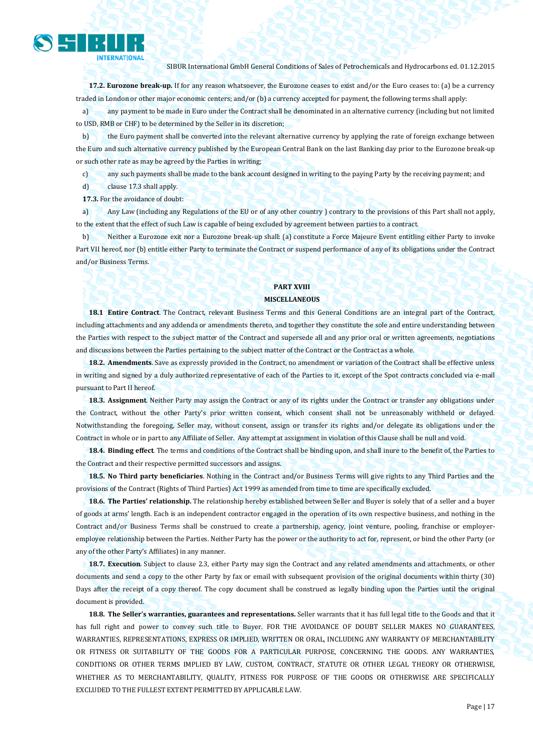**17.2. Eurozone break-up.** If for any reason whatsoever, the Eurozone ceases to exist and/or the Euro ceases to: (a) be a currency traded in London or other major economic centers; and/or (b) a currency accepted for payment, the following terms shall apply:

a) any payment to be made in Euro under the Contract shall be denominated in an alternative currency (including but not limited to USD, RMB or CHF) to be determined by the Seller in its discretion;

b) the Euro payment shall be converted into the relevant alternative currency by applying the rate of foreign exchange between the Euro and such alternative currency published by the European Central Bank on the last Banking day prior to the Eurozone break-up or such other rate as may be agreed by the Parties in writing;

c) any such payments shall be made to the bank account designed in writing to the paying Party by the receiving payment; and

d) clause 17.3 shall apply.

**17.3.** For the avoidance of doubt:

a) Any Law (including any Regulations of the EU or of any other country ) contrary to the provisions of this Part shall not apply, to the extent that the effect of such Law is capable of being excluded by agreement between parties to a contract.

b) Neither a Eurozone exit nor a Eurozone break-up shall: (a) constitute a Force Majeure Event entitling either Party to invoke Part VII hereof, nor (b) entitle either Party to terminate the Contract or suspend performance of any of its obligations under the Contract and/or Business Terms.

## PART XVIII
## MISCELLANEOUS

**18.1 Entire Contract**. The Contract, relevant Business Terms and this General Conditions are an integral part of the Contract, including attachments and any addenda or amendments thereto, and together they constitute the sole and entire understanding between the Parties with respect to the subject matter of the Contract and supersede all and any prior oral or written agreements, negotiations and discussions between the Parties pertaining to the subject matter of the Contract or the Contract as a whole.

**18.2. Amendments**. Save as expressly provided in the Contract, no amendment or variation of the Contract shall be effective unless in writing and signed by a duly authorized representative of each of the Parties to it, except of the Spot contracts concluded via e-mail pursuant to Part II hereof.

**18.3. Assignment**. Neither Party may assign the Contract or any of its rights under the Contract or transfer any obligations under the Contract, without the other Party's prior written consent, which consent shall not be unreasonably withheld or delayed. Notwithstanding the foregoing, Seller may, without consent, assign or transfer its rights and/or delegate its obligations under the Contract in whole or in part to any Affiliate of Seller. Any attempt at assignment in violation of this Clause shall be null and void.

**18.4. Binding effect**. The terms and conditions of the Contract shall be binding upon, and shall inure to the benefit of, the Parties to the Contract and their respective permitted successors and assigns.

**18.5. No Third party beneficiaries**. Nothing in the Contract and/or Business Terms will give rights to any Third Parties and the provisions of the Contract (Rights of Third Parties) Act 1999 as amended from time to time are specifically excluded.

**18.6. The Parties' relationship.** The relationship hereby established between Seller and Buyer is solely that of a seller and a buyer of goods at arms' length. Each is an independent contractor engaged in the operation of its own respective business, and nothing in the Contract and/or Business Terms shall be construed to create a partnership, agency, joint venture, pooling, franchise or employer-employee relationship between the Parties. Neither Party has the power or the authority to act for, represent, or bind the other Party (or any of the other Party's Affiliates) in any manner.

**18.7. Execution**. Subject to clause 2.3, either Party may sign the Contract and any related amendments and attachments, or other documents and send a copy to the other Party by fax or email with subsequent provision of the original documents within thirty (30) Days after the receipt of a copy thereof. The copy document shall be construed as legally binding upon the Parties until the original document is provided.

**18.8. The Seller's warranties, guarantees and representations.** Seller warrants that it has full legal title to the Goods and that it has full right and power to convey such title to Buyer. FOR THE AVOIDANCE OF DOUBT SELLER MAKES NO GUARANTEES, WARRANTIES, REPRESENTATIONS, EXPRESS OR IMPLIED, WRITTEN OR ORAL, INCLUDING ANY WARRANTY OF MERCHANTABILITY OR FITNESS OR SUITABILITY OF THE GOODS FOR A PARTICULAR PURPOSE, CONCERNING THE GOODS. ANY WARRANTIES, CONDITIONS OR OTHER TERMS IMPLIED BY LAW, CUSTOM, CONTRACT, STATUTE OR OTHER LEGAL THEORY OR OTHERWISE, WHETHER AS TO MERCHANTABILITY, QUALITY, FITNESS FOR PURPOSE OF THE GOODS OR OTHERWISE ARE SPECIFICALLY EXCLUDED TO THE FULLEST EXTENT PERMITTED BY APPLICABLE LAW.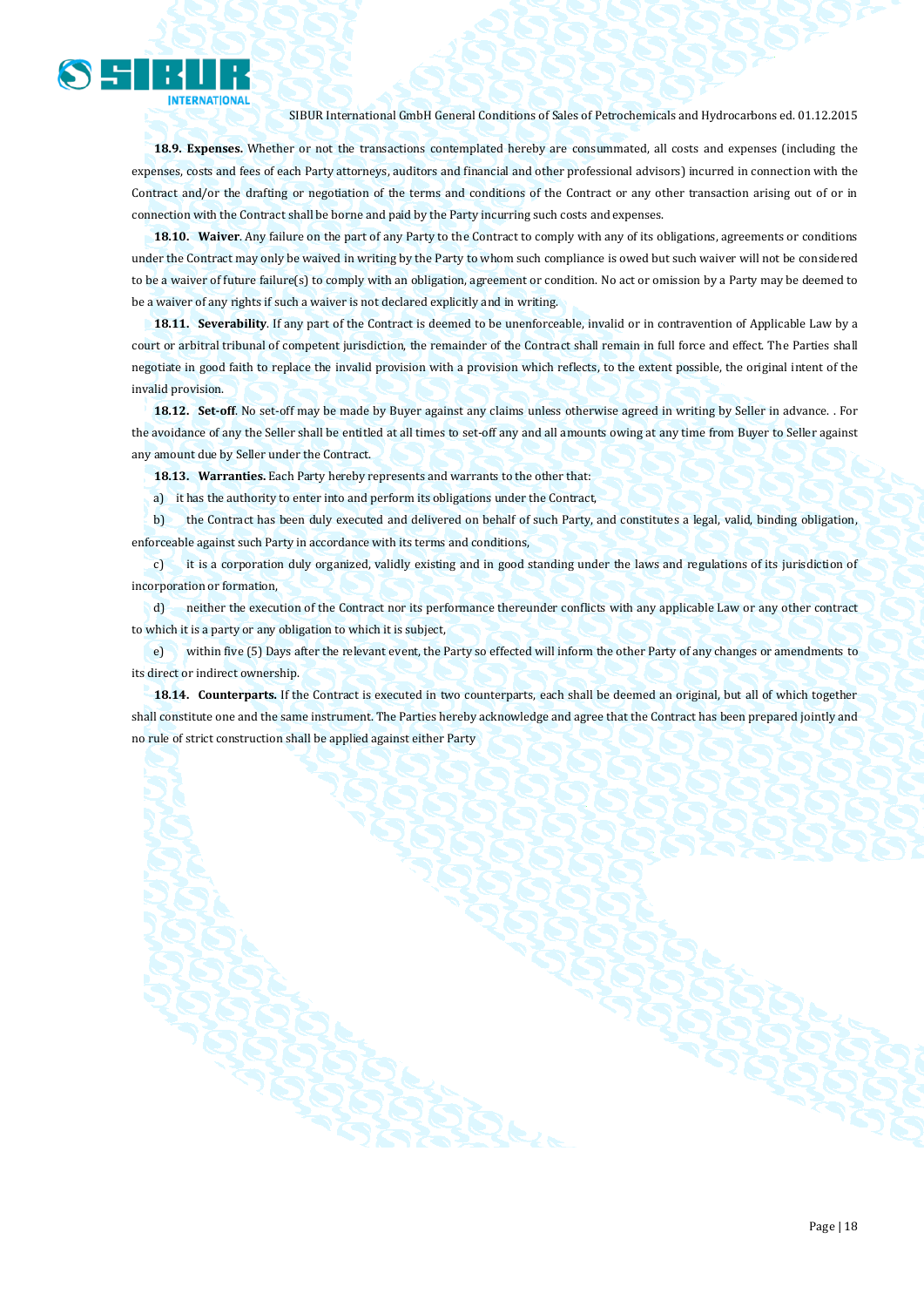**18.9. Expenses.** Whether or not the transactions contemplated hereby are consummated, all costs and expenses (including the expenses, costs and fees of each Party attorneys, auditors and financial and other professional advisors) incurred in connection with the Contract and/or the drafting or negotiation of the terms and conditions of the Contract or any other transaction arising out of or in connection with the Contract shall be borne and paid by the Party incurring such costs and expenses.

**18.10. Waiver**. Any failure on the part of any Party to the Contract to comply with any of its obligations, agreements or conditions under the Contract may only be waived in writing by the Party to whom such compliance is owed but such waiver will not be considered to be a waiver of future failure(s) to comply with an obligation, agreement or condition. No act or omission by a Party may be deemed to be a waiver of any rights if such a waiver is not declared explicitly and in writing.

**18.11. Severability**. If any part of the Contract is deemed to be unenforceable, invalid or in contravention of Applicable Law by a court or arbitral tribunal of competent jurisdiction, the remainder of the Contract shall remain in full force and effect. The Parties shall negotiate in good faith to replace the invalid provision with a provision which reflects, to the extent possible, the original intent of the invalid provision.

**18.12. Set-off**. No set-off may be made by Buyer against any claims unless otherwise agreed in writing by Seller in advance. . For the avoidance of any the Seller shall be entitled at all times to set-off any and all amounts owing at any time from Buyer to Seller against any amount due by Seller under the Contract.

**18.13. Warranties.** Each Party hereby represents and warrants to the other that:

a) it has the authority to enter into and perform its obligations under the Contract,

b) the Contract has been duly executed and delivered on behalf of such Party, and constitutes a legal, valid, binding obligation, enforceable against such Party in accordance with its terms and conditions,

c) it is a corporation duly organized, validly existing and in good standing under the laws and regulations of its jurisdiction of incorporation or formation,

d) neither the execution of the Contract nor its performance thereunder conflicts with any applicable Law or any other contract to which it is a party or any obligation to which it is subject,

e) within five (5) Days after the relevant event, the Party so effected will inform the other Party of any changes or amendments to its direct or indirect ownership.

**18.14. Counterparts.** If the Contract is executed in two counterparts, each shall be deemed an original, but all of which together shall constitute one and the same instrument. The Parties hereby acknowledge and agree that the Contract has been prepared jointly and no rule of strict construction shall be applied against either Party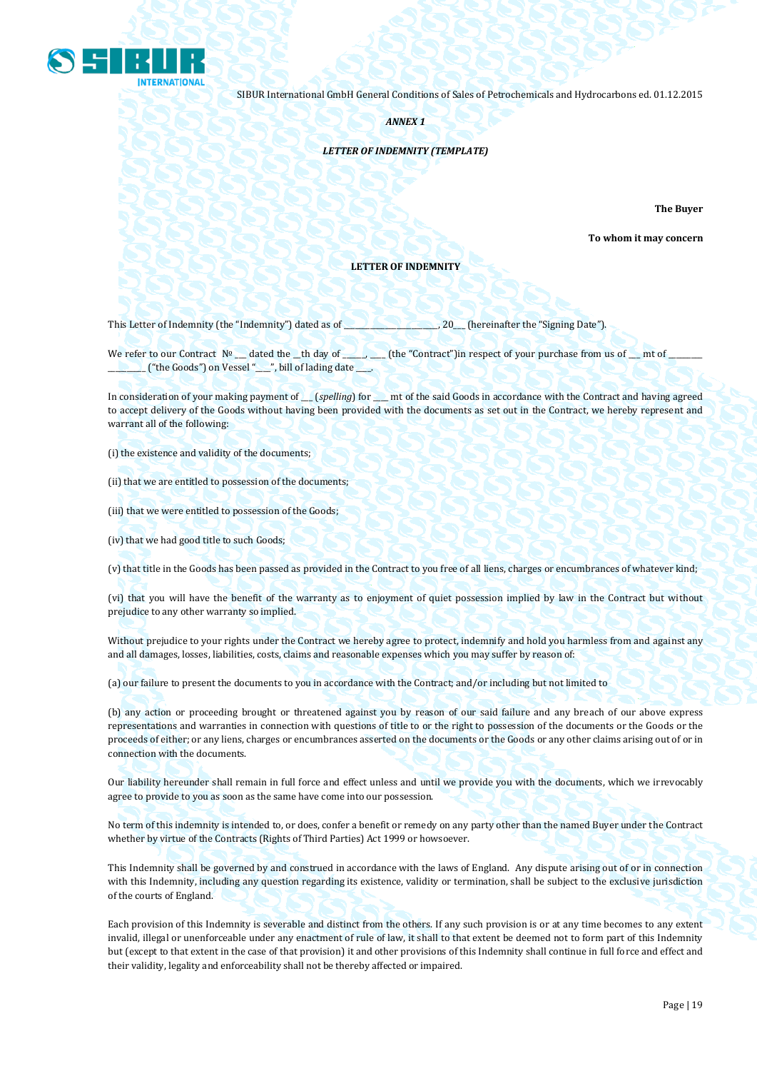*ANNEX 1*

***LETTER OF INDEMNITY (TEMPLATE)***

**The Buyer**

**To whom it may concern**

**LETTER OF INDEMNITY**

This Letter of Indemnity (the "Indemnity") dated as of ______________________, 20___ (hereinafter the "Signing Date").

We refer to our Contract № ___ dated the __th day of _____, ____ (the "Contract")in respect of your purchase from us of ___ mt of ________ ________ ("the Goods") on Vessel "___", bill of lading date ___.

In consideration of your making payment of ___ (*spelling*) for ____ mt of the said Goods in accordance with the Contract and having agreed to accept delivery of the Goods without having been provided with the documents as set out in the Contract, we hereby represent and warrant all of the following:

(i) the existence and validity of the documents;

(ii) that we are entitled to possession of the documents;

(iii) that we were entitled to possession of the Goods;

(iv) that we had good title to such Goods;

(v) that title in the Goods has been passed as provided in the Contract to you free of all liens, charges or encumbrances of whatever kind;

(vi) that you will have the benefit of the warranty as to enjoyment of quiet possession implied by law in the Contract but without prejudice to any other warranty so implied.

Without prejudice to your rights under the Contract we hereby agree to protect, indemnify and hold you harmless from and against any and all damages, losses, liabilities, costs, claims and reasonable expenses which you may suffer by reason of:

(a) our failure to present the documents to you in accordance with the Contract; and/or including but not limited to

(b) any action or proceeding brought or threatened against you by reason of our said failure and any breach of our above express representations and warranties in connection with questions of title to or the right to possession of the documents or the Goods or the proceeds of either; or any liens, charges or encumbrances asserted on the documents or the Goods or any other claims arising out of or in connection with the documents.

Our liability hereunder shall remain in full force and effect unless and until we provide you with the documents, which we irrevocably agree to provide to you as soon as the same have come into our possession.

No term of this indemnity is intended to, or does, confer a benefit or remedy on any party other than the named Buyer under the Contract whether by virtue of the Contracts (Rights of Third Parties) Act 1999 or howsoever.

This Indemnity shall be governed by and construed in accordance with the laws of England. Any dispute arising out of or in connection with this Indemnity, including any question regarding its existence, validity or termination, shall be subject to the exclusive jurisdiction of the courts of England.

Each provision of this Indemnity is severable and distinct from the others. If any such provision is or at any time becomes to any extent invalid, illegal or unenforceable under any enactment of rule of law, it shall to that extent be deemed not to form part of this Indemnity but (except to that extent in the case of that provision) it and other provisions of this Indemnity shall continue in full force and effect and their validity, legality and enforceability shall not be thereby affected or impaired.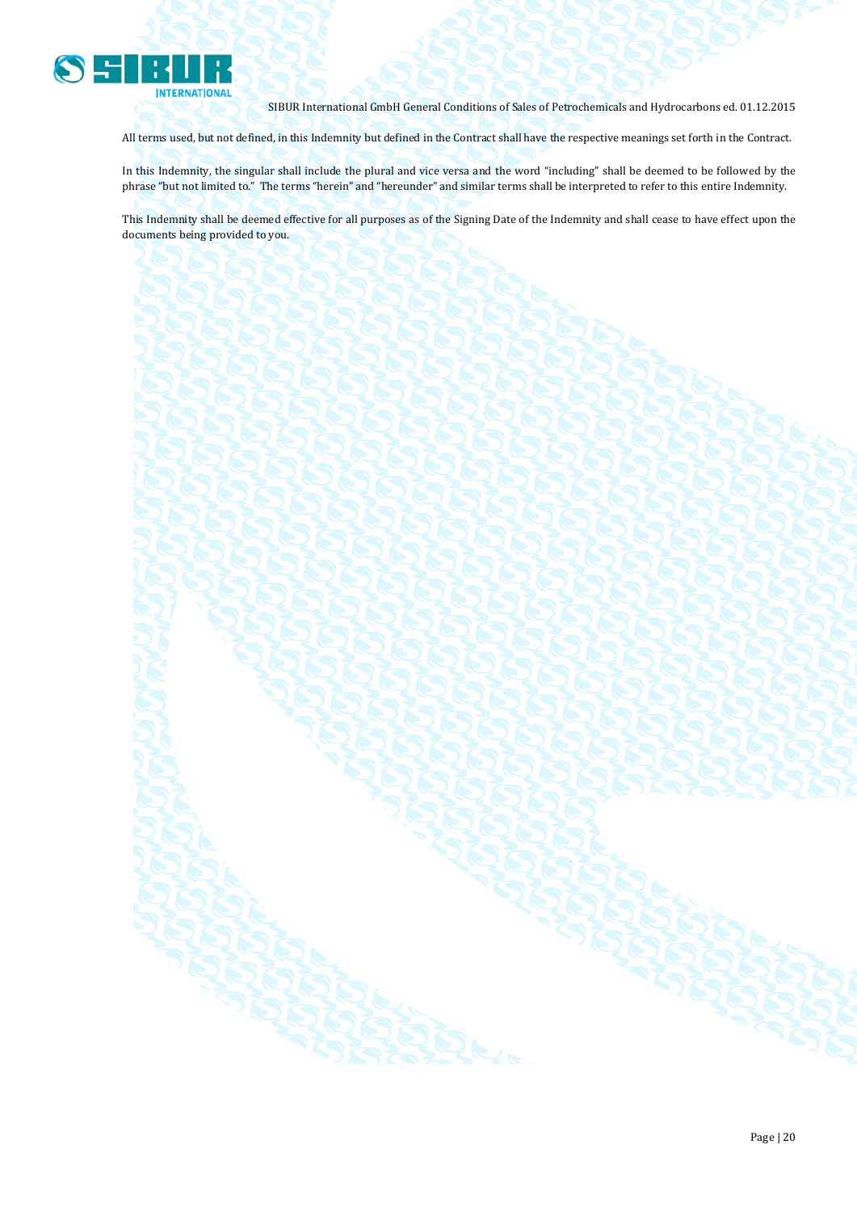All terms used, but not defined, in this Indemnity but defined in the Contract shall have the respective meanings set forth in the Contract.

In this Indemnity, the singular shall include the plural and vice versa and the word "including" shall be deemed to be followed by the phrase "but not limited to." The terms "herein" and "hereunder" and similar terms shall be interpreted to refer to this entire Indemnity.

This Indemnity shall be deemed effective for all purposes as of the Signing Date of the Indemnity and shall cease to have effect upon the documents being provided to you.